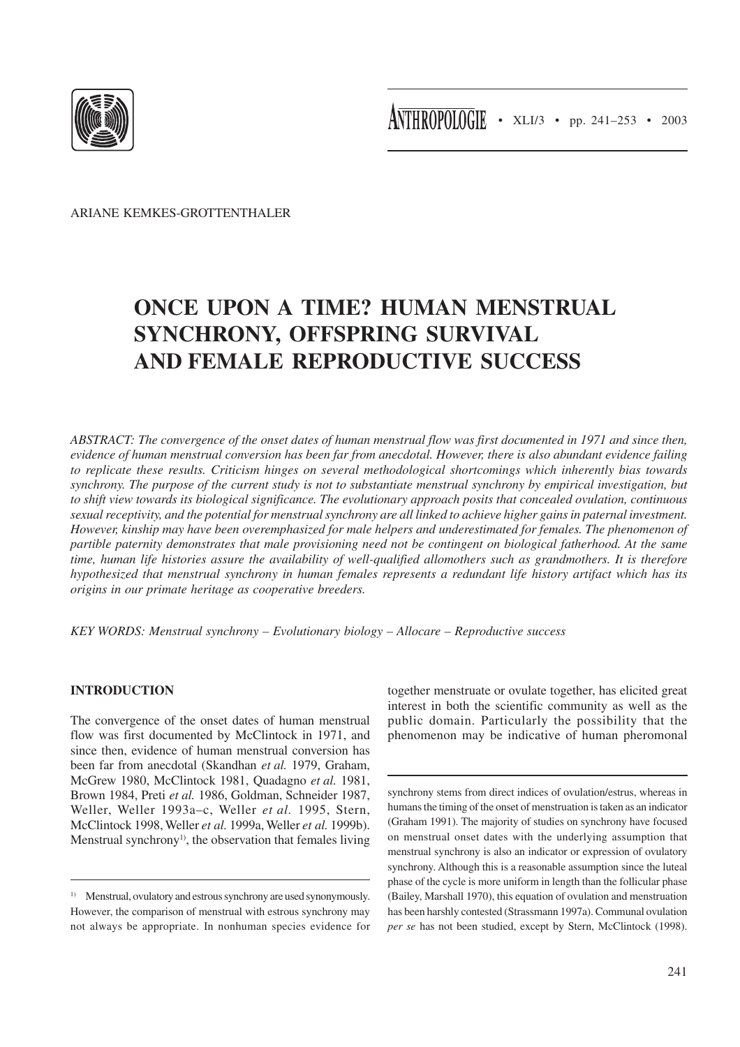ARIANE KEMKES-GROTTENTHALER

# ONCE UPON A TIME? HUMAN MENSTRUAL SYNCHRONY, OFFSPRING SURVIVAL AND FEMALE REPRODUCTIVE SUCCESS

*ABSTRACT: The convergence of the onset dates of human menstrual flow was first documented in 1971 and since then, evidence of human menstrual conversion has been far from anecdotal. However, there is also abundant evidence failing to replicate these results. Criticism hinges on several methodological shortcomings which inherently bias towards synchrony. The purpose of the current study is not to substantiate menstrual synchrony by empirical investigation, but to shift view towards its biological significance. The evolutionary approach posits that concealed ovulation, continuous sexual receptivity, and the potential for menstrual synchrony are all linked to achieve higher gains in paternal investment. However, kinship may have been overemphasized for male helpers and underestimated for females. The phenomenon of partible paternity demonstrates that male provisioning need not be contingent on biological fatherhood. At the same time, human life histories assure the availability of well-qualified allomothers such as grandmothers. It is therefore hypothesized that menstrual synchrony in human females represents a redundant life history artifact which has its origins in our primate heritage as cooperative breeders.*

*KEY WORDS: Menstrual synchrony – Evolutionary biology – Allocare – Reproductive success*

## INTRODUCTION

The convergence of the onset dates of human menstrual flow was first documented by McClintock in 1971, and since then, evidence of human menstrual conversion has been far from anecdotal (Skandhan *et al.* 1979, Graham, McGrew 1980, McClintock 1981, Quadagno *et al.* 1981, Brown 1984, Preti *et al.* 1986, Goldman, Schneider 1987, Weller, Weller 1993a–c, Weller *et al.* 1995, Stern, McClintock 1998, Weller *et al.* 1999a, Weller *et al.* 1999b). Menstrual synchrony[1], the observation that females living together menstruate or ovulate together, has elicited great interest in both the scientific community as well as the public domain. Particularly the possibility that the phenomenon may be indicative of human pheromonal

[1] Menstrual, ovulatory and estrous synchrony are used synonymously. However, the comparison of menstrual with estrous synchrony may not always be appropriate. In nonhuman species evidence for synchrony stems from direct indices of ovulation/estrus, whereas in humans the timing of the onset of menstruation is taken as an indicator (Graham 1991). The majority of studies on synchrony have focused on menstrual onset dates with the underlying assumption that menstrual synchrony is also an indicator or expression of ovulatory synchrony. Although this is a reasonable assumption since the luteal phase of the cycle is more uniform in length than the follicular phase (Bailey, Marshall 1970), this equation of ovulation and menstruation has been harshly contested (Strassmann 1997a). Communal ovulation *per se* has not been studied, except by Stern, McClintock (1998).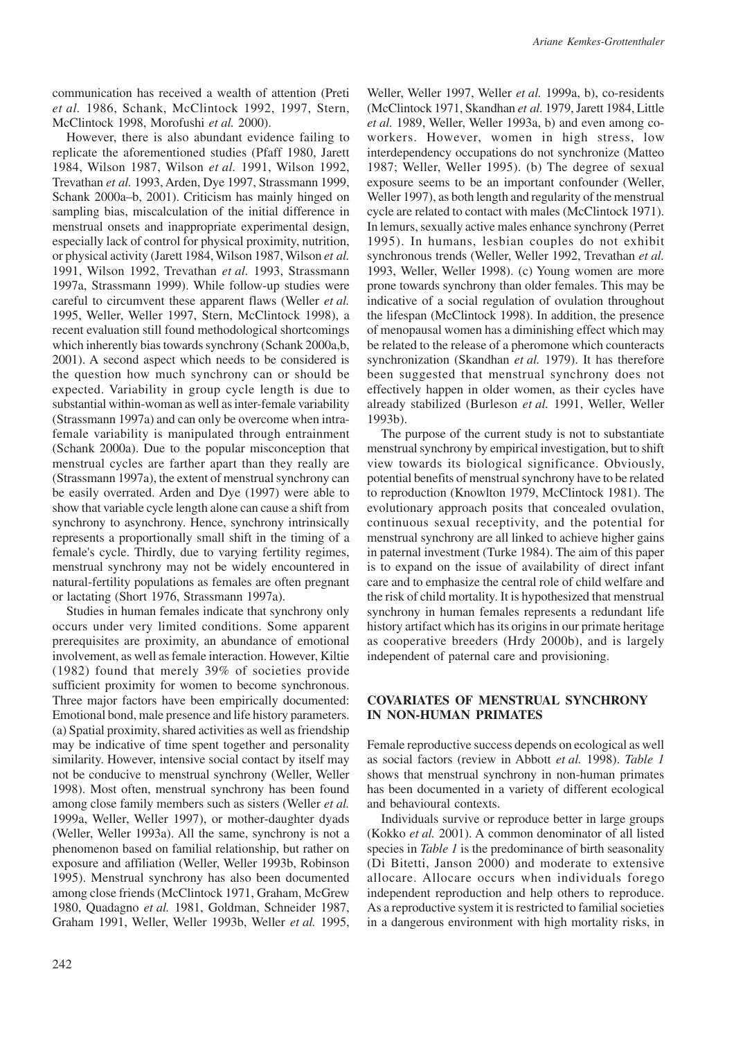communication has received a wealth of attention (Preti *et al.* 1986, Schank, McClintock 1992, 1997, Stern, McClintock 1998, Morofushi *et al.* 2000).

However, there is also abundant evidence failing to replicate the aforementioned studies (Pfaff 1980, Jarett 1984, Wilson 1987, Wilson *et al.* 1991, Wilson 1992, Trevathan *et al.* 1993, Arden, Dye 1997, Strassmann 1999, Schank 2000a–b, 2001). Criticism has mainly hinged on sampling bias, miscalculation of the initial difference in menstrual onsets and inappropriate experimental design, especially lack of control for physical proximity, nutrition, or physical activity (Jarett 1984, Wilson 1987, Wilson *et al.* 1991, Wilson 1992, Trevathan *et al.* 1993, Strassmann 1997a, Strassmann 1999). While follow-up studies were careful to circumvent these apparent flaws (Weller *et al.* 1995, Weller, Weller 1997, Stern, McClintock 1998), a recent evaluation still found methodological shortcomings which inherently bias towards synchrony (Schank 2000a,b, 2001). A second aspect which needs to be considered is the question how much synchrony can or should be expected. Variability in group cycle length is due to substantial within-woman as well as inter-female variability (Strassmann 1997a) and can only be overcome when intra-female variability is manipulated through entrainment (Schank 2000a). Due to the popular misconception that menstrual cycles are farther apart than they really are (Strassmann 1997a), the extent of menstrual synchrony can be easily overrated. Arden and Dye (1997) were able to show that variable cycle length alone can cause a shift from synchrony to asynchrony. Hence, synchrony intrinsically represents a proportionally small shift in the timing of a female's cycle. Thirdly, due to varying fertility regimes, menstrual synchrony may not be widely encountered in natural-fertility populations as females are often pregnant or lactating (Short 1976, Strassmann 1997a).

Studies in human females indicate that synchrony only occurs under very limited conditions. Some apparent prerequisites are proximity, an abundance of emotional involvement, as well as female interaction. However, Kiltie (1982) found that merely 39% of societies provide sufficient proximity for women to become synchronous. Three major factors have been empirically documented: Emotional bond, male presence and life history parameters. (a) Spatial proximity, shared activities as well as friendship may be indicative of time spent together and personality similarity. However, intensive social contact by itself may not be conducive to menstrual synchrony (Weller, Weller 1998). Most often, menstrual synchrony has been found among close family members such as sisters (Weller *et al.* 1999a, Weller, Weller 1997), or mother-daughter dyads (Weller, Weller 1993a). All the same, synchrony is not a phenomenon based on familial relationship, but rather on exposure and affiliation (Weller, Weller 1993b, Robinson 1995). Menstrual synchrony has also been documented among close friends (McClintock 1971, Graham, McGrew 1980, Quadagno *et al.* 1981, Goldman, Schneider 1987, Graham 1991, Weller, Weller 1993b, Weller *et al.* 1995, Weller, Weller 1997, Weller *et al.* 1999a, b), co-residents (McClintock 1971, Skandhan *et al.* 1979, Jarett 1984, Little *et al.* 1989, Weller, Weller 1993a, b) and even among co-workers. However, women in high stress, low interdependency occupations do not synchronize (Matteo 1987; Weller, Weller 1995). (b) The degree of sexual exposure seems to be an important confounder (Weller, Weller 1997), as both length and regularity of the menstrual cycle are related to contact with males (McClintock 1971). In lemurs, sexually active males enhance synchrony (Perret 1995). In humans, lesbian couples do not exhibit synchronous trends (Weller, Weller 1992, Trevathan *et al.* 1993, Weller, Weller 1998). (c) Young women are more prone towards synchrony than older females. This may be indicative of a social regulation of ovulation throughout the lifespan (McClintock 1998). In addition, the presence of menopausal women has a diminishing effect which may be related to the release of a pheromone which counteracts synchronization (Skandhan *et al.* 1979). It has therefore been suggested that menstrual synchrony does not effectively happen in older women, as their cycles have already stabilized (Burleson *et al.* 1991, Weller, Weller 1993b).

The purpose of the current study is not to substantiate menstrual synchrony by empirical investigation, but to shift view towards its biological significance. Obviously, potential benefits of menstrual synchrony have to be related to reproduction (Knowlton 1979, McClintock 1981). The evolutionary approach posits that concealed ovulation, continuous sexual receptivity, and the potential for menstrual synchrony are all linked to achieve higher gains in paternal investment (Turke 1984). The aim of this paper is to expand on the issue of availability of direct infant care and to emphasize the central role of child welfare and the risk of child mortality. It is hypothesized that menstrual synchrony in human females represents a redundant life history artifact which has its origins in our primate heritage as cooperative breeders (Hrdy 2000b), and is largely independent of paternal care and provisioning.

## COVARIATES OF MENSTRUAL SYNCHRONY IN NON-HUMAN PRIMATES

Female reproductive success depends on ecological as well as social factors (review in Abbott *et al.* 1998). *Table 1* shows that menstrual synchrony in non-human primates has been documented in a variety of different ecological and behavioural contexts.

Individuals survive or reproduce better in large groups (Kokko *et al.* 2001). A common denominator of all listed species in *Table 1* is the predominance of birth seasonality (Di Bitetti, Janson 2000) and moderate to extensive allocare. Allocare occurs when individuals forego independent reproduction and help others to reproduce. As a reproductive system it is restricted to familial societies in a dangerous environment with high mortality risks, in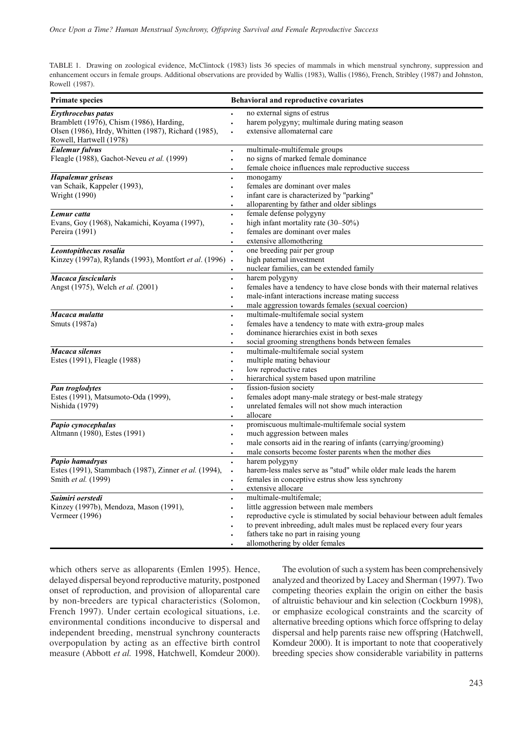TABLE 1. Drawing on zoological evidence, McClintock (1983) lists 36 species of mammals in which menstrual synchrony, suppression and enhancement occurs in female groups. Additional observations are provided by Wallis (1983), Wallis (1986), French, Stribley (1987) and Johnston, Rowell (1987).

| Primate species | Behavioral and reproductive covariates |
|---|---|
| ***Erythrocebus patas***<br>Bramblett (1976), Chism (1986), Harding, Olsen (1986), Hrdy, Whitten (1987), Richard (1985), Rowell, Hartwell (1978) | • no external signs of estrus<br>• harem polygyny; multimale during mating season<br>• extensive allomaternal care |
| ***Eulemur fulvus***<br>Fleagle (1988), Gachot-Neveu *et al.* (1999) | • multimale-multifemale groups<br>• no signs of marked female dominance<br>• female choice influences male reproductive success |
| ***Hapalemur griseus***<br>van Schaik, Kappeler (1993), Wright (1990) | • monogamy<br>• females are dominant over males<br>• infant care is characterized by "parking"<br>• alloparenting by father and older siblings |
| ***Lemur catta***<br>Evans, Goy (1968), Nakamichi, Koyama (1997), Pereira (1991) | • female defense polygyny<br>• high infant mortality rate (30–50%)<br>• females are dominant over males<br>• extensive allomothering |
| ***Leontopithecus rosalia***<br>Kinzey (1997a), Rylands (1993), Montfort *et al.* (1996) | • one breeding pair per group<br>• high paternal investment<br>• nuclear families, can be extended family |
| ***Macaca fascicularis***<br>Angst (1975), Welch *et al.* (2001) | • harem polygyny<br>• females have a tendency to have close bonds with their maternal relatives<br>• male-infant interactions increase mating success<br>• male aggression towards females (sexual coercion) |
| ***Macaca mulatta***<br>Smuts (1987a) | • multimale-multifemale social system<br>• females have a tendency to mate with extra-group males<br>• dominance hierarchies exist in both sexes<br>• social grooming strengthens bonds between females |
| ***Macaca silenus***<br>Estes (1991), Fleagle (1988) | • multimale-multifemale social system<br>• multiple mating behaviour<br>• low reproductive rates<br>• hierarchical system based upon matriline |
| ***Pan troglodytes***<br>Estes (1991), Matsumoto-Oda (1999), Nishida (1979) | • fission-fusion society<br>• females adopt many-male strategy or best-male strategy<br>• unrelated females will not show much interaction<br>• allocare |
| ***Papio cynocephalus***<br>Altmann (1980), Estes (1991) | • promiscuous multimale-multifemale social system<br>• much aggression between males<br>• male consorts aid in the rearing of infants (carrying/grooming)<br>• male consorts become foster parents when the mother dies |
| ***Papio hamadryas***<br>Estes (1991), Stammbach (1987), Zinner *et al.* (1994), Smith *et al.* (1999) | • harem polygyny<br>• harem-less males serve as "stud" while older male leads the harem<br>• females in conceptive estrus show less synchrony<br>• extensive allocare |
| ***Saimiri oerstedi***<br>Kinzey (1997b), Mendoza, Mason (1991), Vermeer (1996) | • multimale-multifemale;<br>• little aggression between male members<br>• reproductive cycle is stimulated by social behaviour between adult females<br>• to prevent inbreeding, adult males must be replaced every four years<br>• fathers take no part in raising young<br>• allomothering by older females |

which others serve as alloparents (Emlen 1995). Hence, delayed dispersal beyond reproductive maturity, postponed onset of reproduction, and provision of alloparental care by non-breeders are typical characteristics (Solomon, French 1997). Under certain ecological situations, i.e. environmental conditions inconducive to dispersal and independent breeding, menstrual synchrony counteracts overpopulation by acting as an effective birth control measure (Abbott *et al.* 1998, Hatchwell, Komdeur 2000).

The evolution of such a system has been comprehensively analyzed and theorized by Lacey and Sherman (1997). Two competing theories explain the origin on either the basis of altruistic behaviour and kin selection (Cockburn 1998), or emphasize ecological constraints and the scarcity of alternative breeding options which force offspring to delay dispersal and help parents raise new offspring (Hatchwell, Komdeur 2000). It is important to note that cooperatively breeding species show considerable variability in patterns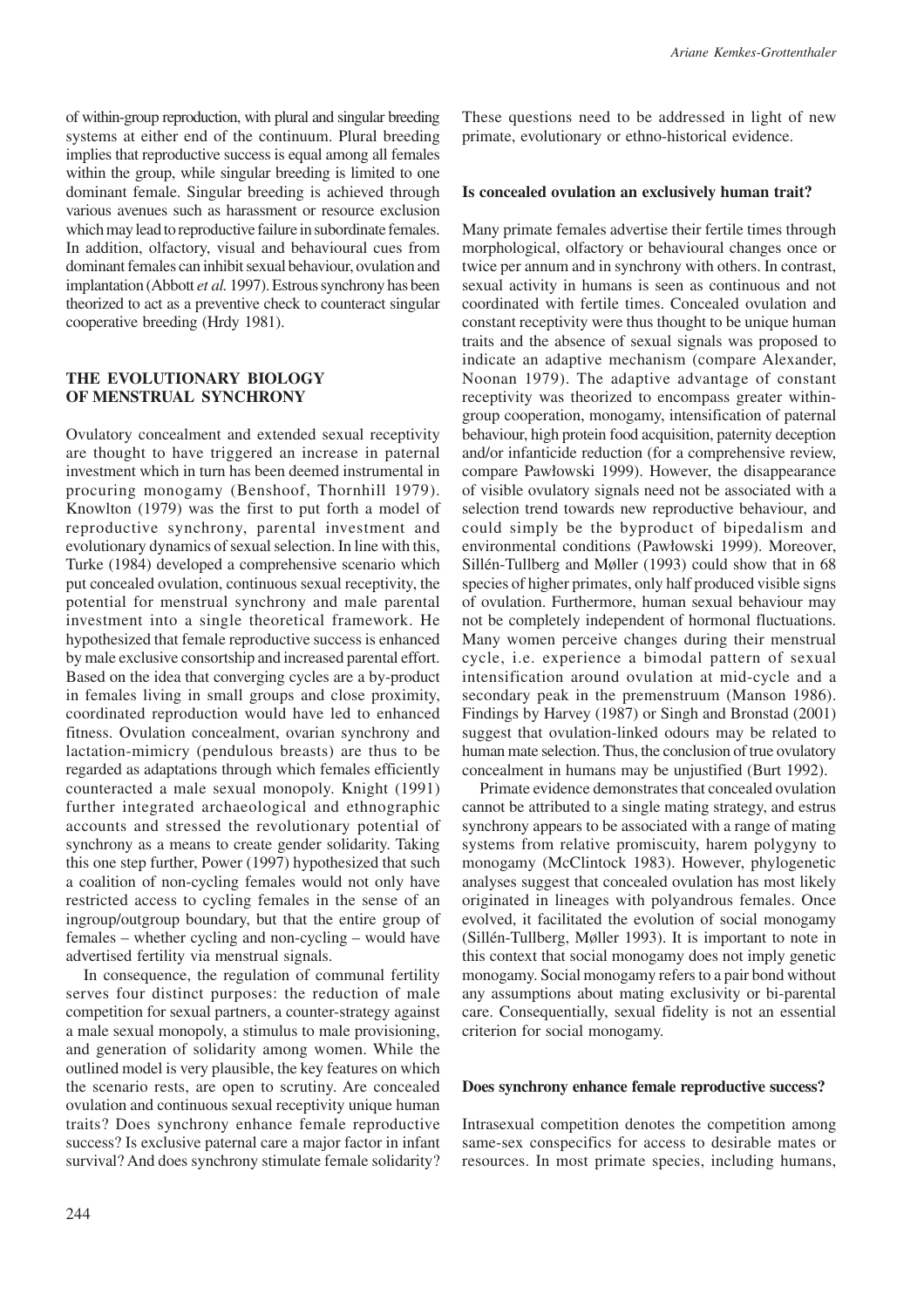of within-group reproduction, with plural and singular breeding systems at either end of the continuum. Plural breeding implies that reproductive success is equal among all females within the group, while singular breeding is limited to one dominant female. Singular breeding is achieved through various avenues such as harassment or resource exclusion which may lead to reproductive failure in subordinate females. In addition, olfactory, visual and behavioural cues from dominant females can inhibit sexual behaviour, ovulation and implantation (Abbott *et al.* 1997). Estrous synchrony has been theorized to act as a preventive check to counteract singular cooperative breeding (Hrdy 1981).

## THE EVOLUTIONARY BIOLOGY OF MENSTRUAL SYNCHRONY

Ovulatory concealment and extended sexual receptivity are thought to have triggered an increase in paternal investment which in turn has been deemed instrumental in procuring monogamy (Benshoof, Thornhill 1979). Knowlton (1979) was the first to put forth a model of reproductive synchrony, parental investment and evolutionary dynamics of sexual selection. In line with this, Turke (1984) developed a comprehensive scenario which put concealed ovulation, continuous sexual receptivity, the potential for menstrual synchrony and male parental investment into a single theoretical framework. He hypothesized that female reproductive success is enhanced by male exclusive consortship and increased parental effort. Based on the idea that converging cycles are a by-product in females living in small groups and close proximity, coordinated reproduction would have led to enhanced fitness. Ovulation concealment, ovarian synchrony and lactation-mimicry (pendulous breasts) are thus to be regarded as adaptations through which females efficiently counteracted a male sexual monopoly. Knight (1991) further integrated archaeological and ethnographic accounts and stressed the revolutionary potential of synchrony as a means to create gender solidarity. Taking this one step further, Power (1997) hypothesized that such a coalition of non-cycling females would not only have restricted access to cycling females in the sense of an ingroup/outgroup boundary, but that the entire group of females – whether cycling and non-cycling – would have advertised fertility via menstrual signals.

In consequence, the regulation of communal fertility serves four distinct purposes: the reduction of male competition for sexual partners, a counter-strategy against a male sexual monopoly, a stimulus to male provisioning, and generation of solidarity among women. While the outlined model is very plausible, the key features on which the scenario rests, are open to scrutiny. Are concealed ovulation and continuous sexual receptivity unique human traits? Does synchrony enhance female reproductive success? Is exclusive paternal care a major factor in infant survival? And does synchrony stimulate female solidarity? These questions need to be addressed in light of new primate, evolutionary or ethno-historical evidence.

### Is concealed ovulation an exclusively human trait?

Many primate females advertise their fertile times through morphological, olfactory or behavioural changes once or twice per annum and in synchrony with others. In contrast, sexual activity in humans is seen as continuous and not coordinated with fertile times. Concealed ovulation and constant receptivity were thus thought to be unique human traits and the absence of sexual signals was proposed to indicate an adaptive mechanism (compare Alexander, Noonan 1979). The adaptive advantage of constant receptivity was theorized to encompass greater within-group cooperation, monogamy, intensification of paternal behaviour, high protein food acquisition, paternity deception and/or infanticide reduction (for a comprehensive review, compare Pawłowski 1999). However, the disappearance of visible ovulatory signals need not be associated with a selection trend towards new reproductive behaviour, and could simply be the byproduct of bipedalism and environmental conditions (Pawłowski 1999). Moreover, Sillén-Tullberg and Møller (1993) could show that in 68 species of higher primates, only half produced visible signs of ovulation. Furthermore, human sexual behaviour may not be completely independent of hormonal fluctuations. Many women perceive changes during their menstrual cycle, i.e. experience a bimodal pattern of sexual intensification around ovulation at mid-cycle and a secondary peak in the premenstruum (Manson 1986). Findings by Harvey (1987) or Singh and Bronstad (2001) suggest that ovulation-linked odours may be related to human mate selection. Thus, the conclusion of true ovulatory concealment in humans may be unjustified (Burt 1992).

Primate evidence demonstrates that concealed ovulation cannot be attributed to a single mating strategy, and estrus synchrony appears to be associated with a range of mating systems from relative promiscuity, harem polygyny to monogamy (McClintock 1983). However, phylogenetic analyses suggest that concealed ovulation has most likely originated in lineages with polyandrous females. Once evolved, it facilitated the evolution of social monogamy (Sillén-Tullberg, Møller 1993). It is important to note in this context that social monogamy does not imply genetic monogamy. Social monogamy refers to a pair bond without any assumptions about mating exclusivity or bi-parental care. Consequentially, sexual fidelity is not an essential criterion for social monogamy.

### Does synchrony enhance female reproductive success?

Intrasexual competition denotes the competition among same-sex conspecifics for access to desirable mates or resources. In most primate species, including humans,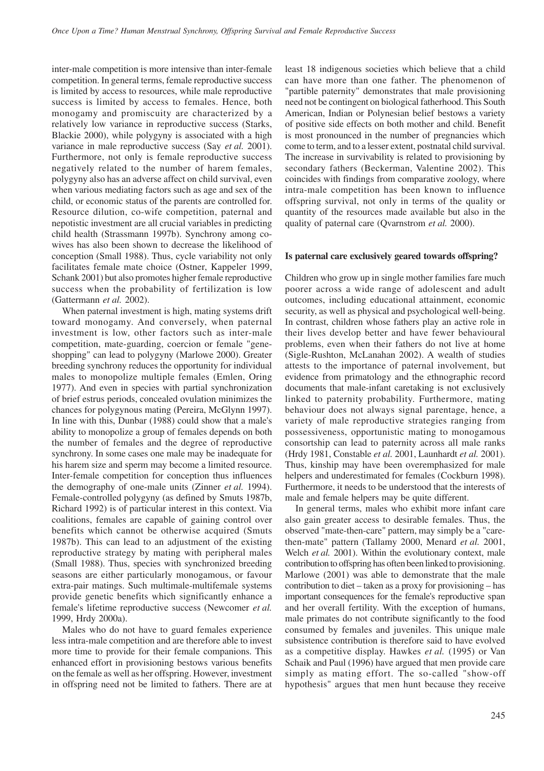inter-male competition is more intensive than inter-female competition. In general terms, female reproductive success is limited by access to resources, while male reproductive success is limited by access to females. Hence, both monogamy and promiscuity are characterized by a relatively low variance in reproductive success (Starks, Blackie 2000), while polygyny is associated with a high variance in male reproductive success (Say *et al.* 2001). Furthermore, not only is female reproductive success negatively related to the number of harem females, polygyny also has an adverse affect on child survival, even when various mediating factors such as age and sex of the child, or economic status of the parents are controlled for. Resource dilution, co-wife competition, paternal and nepotistic investment are all crucial variables in predicting child health (Strassmann 1997b). Synchrony among co-wives has also been shown to decrease the likelihood of conception (Small 1988). Thus, cycle variability not only facilitates female mate choice (Ostner, Kappeler 1999, Schank 2001) but also promotes higher female reproductive success when the probability of fertilization is low (Gattermann *et al.* 2002).

When paternal investment is high, mating systems drift toward monogamy. And conversely, when paternal investment is low, other factors such as inter-male competition, mate-guarding, coercion or female "gene-shopping" can lead to polygyny (Marlowe 2000). Greater breeding synchrony reduces the opportunity for individual males to monopolize multiple females (Emlen, Oring 1977). And even in species with partial synchronization of brief estrus periods, concealed ovulation minimizes the chances for polygynous mating (Pereira, McGlynn 1997). In line with this, Dunbar (1988) could show that a male's ability to monopolize a group of females depends on both the number of females and the degree of reproductive synchrony. In some cases one male may be inadequate for his harem size and sperm may become a limited resource. Inter-female competition for conception thus influences the demography of one-male units (Zinner *et al.* 1994). Female-controlled polygyny (as defined by Smuts 1987b, Richard 1992) is of particular interest in this context. Via coalitions, females are capable of gaining control over benefits which cannot be otherwise acquired (Smuts 1987b). This can lead to an adjustment of the existing reproductive strategy by mating with peripheral males (Small 1988). Thus, species with synchronized breeding seasons are either particularly monogamous, or favour extra-pair matings. Such multimale-multifemale systems provide genetic benefits which significantly enhance a female's lifetime reproductive success (Newcomer *et al.* 1999, Hrdy 2000a).

Males who do not have to guard females experience less intra-male competition and are therefore able to invest more time to provide for their female companions. This enhanced effort in provisioning bestows various benefits on the female as well as her offspring. However, investment in offspring need not be limited to fathers. There are at least 18 indigenous societies which believe that a child can have more than one father. The phenomenon of "partible paternity" demonstrates that male provisioning need not be contingent on biological fatherhood. This South American, Indian or Polynesian belief bestows a variety of positive side effects on both mother and child. Benefit is most pronounced in the number of pregnancies which come to term, and to a lesser extent, postnatal child survival. The increase in survivability is related to provisioning by secondary fathers (Beckerman, Valentine 2002). This coincides with findings from comparative zoology, where intra-male competition has been known to influence offspring survival, not only in terms of the quality or quantity of the resources made available but also in the quality of paternal care (Qvarnstrom *et al.* 2000).

**Is paternal care exclusively geared towards offspring?**

Children who grow up in single mother families fare much poorer across a wide range of adolescent and adult outcomes, including educational attainment, economic security, as well as physical and psychological well-being. In contrast, children whose fathers play an active role in their lives develop better and have fewer behavioural problems, even when their fathers do not live at home (Sigle-Rushton, McLanahan 2002). A wealth of studies attests to the importance of paternal involvement, but evidence from primatology and the ethnographic record documents that male-infant caretaking is not exclusively linked to paternity probability. Furthermore, mating behaviour does not always signal parentage, hence, a variety of male reproductive strategies ranging from possessiveness, opportunistic mating to monogamous consortship can lead to paternity across all male ranks (Hrdy 1981, Constable *et al.* 2001, Launhardt *et al.* 2001). Thus, kinship may have been overemphasized for male helpers and underestimated for females (Cockburn 1998). Furthermore, it needs to be understood that the interests of male and female helpers may be quite different.

In general terms, males who exhibit more infant care also gain greater access to desirable females. Thus, the observed "mate-then-care" pattern, may simply be a "care-then-mate" pattern (Tallamy 2000, Menard *et al.* 2001, Welch *et al.* 2001). Within the evolutionary context, male contribution to offspring has often been linked to provisioning. Marlowe (2001) was able to demonstrate that the male contribution to diet – taken as a proxy for provisioning – has important consequences for the female's reproductive span and her overall fertility. With the exception of humans, male primates do not contribute significantly to the food consumed by females and juveniles. This unique male subsistence contribution is therefore said to have evolved as a competitive display. Hawkes *et al.* (1995) or Van Schaik and Paul (1996) have argued that men provide care simply as mating effort. The so-called "show-off hypothesis" argues that men hunt because they receive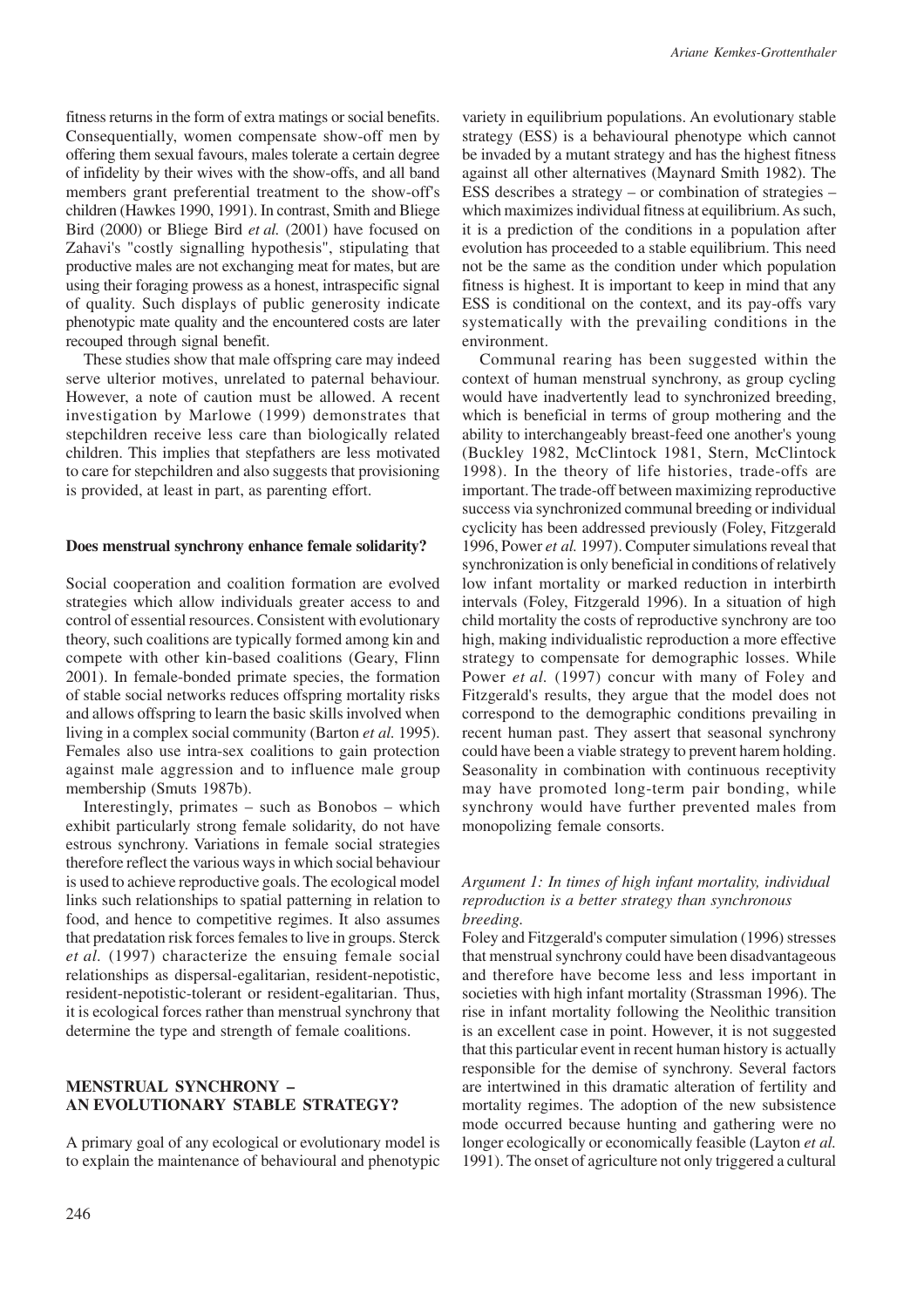fitness returns in the form of extra matings or social benefits. Consequentially, women compensate show-off men by offering them sexual favours, males tolerate a certain degree of infidelity by their wives with the show-offs, and all band members grant preferential treatment to the show-off's children (Hawkes 1990, 1991). In contrast, Smith and Bliege Bird (2000) or Bliege Bird *et al.* (2001) have focused on Zahavi's "costly signalling hypothesis", stipulating that productive males are not exchanging meat for mates, but are using their foraging prowess as a honest, intraspecific signal of quality. Such displays of public generosity indicate phenotypic mate quality and the encountered costs are later recouped through signal benefit.

These studies show that male offspring care may indeed serve ulterior motives, unrelated to paternal behaviour. However, a note of caution must be allowed. A recent investigation by Marlowe (1999) demonstrates that stepchildren receive less care than biologically related children. This implies that stepfathers are less motivated to care for stepchildren and also suggests that provisioning is provided, at least in part, as parenting effort.

**Does menstrual synchrony enhance female solidarity?**

Social cooperation and coalition formation are evolved strategies which allow individuals greater access to and control of essential resources. Consistent with evolutionary theory, such coalitions are typically formed among kin and compete with other kin-based coalitions (Geary, Flinn 2001). In female-bonded primate species, the formation of stable social networks reduces offspring mortality risks and allows offspring to learn the basic skills involved when living in a complex social community (Barton *et al.* 1995). Females also use intra-sex coalitions to gain protection against male aggression and to influence male group membership (Smuts 1987b).

Interestingly, primates – such as Bonobos – which exhibit particularly strong female solidarity, do not have estrous synchrony. Variations in female social strategies therefore reflect the various ways in which social behaviour is used to achieve reproductive goals. The ecological model links such relationships to spatial patterning in relation to food, and hence to competitive regimes. It also assumes that predatation risk forces females to live in groups. Sterck *et al.* (1997) characterize the ensuing female social relationships as dispersal-egalitarian, resident-nepotistic, resident-nepotistic-tolerant or resident-egalitarian. Thus, it is ecological forces rather than menstrual synchrony that determine the type and strength of female coalitions.

## MENSTRUAL SYNCHRONY – AN EVOLUTIONARY STABLE STRATEGY?

A primary goal of any ecological or evolutionary model is to explain the maintenance of behavioural and phenotypic variety in equilibrium populations. An evolutionary stable strategy (ESS) is a behavioural phenotype which cannot be invaded by a mutant strategy and has the highest fitness against all other alternatives (Maynard Smith 1982). The ESS describes a strategy – or combination of strategies – which maximizes individual fitness at equilibrium. As such, it is a prediction of the conditions in a population after evolution has proceeded to a stable equilibrium. This need not be the same as the condition under which population fitness is highest. It is important to keep in mind that any ESS is conditional on the context, and its pay-offs vary systematically with the prevailing conditions in the environment.

Communal rearing has been suggested within the context of human menstrual synchrony, as group cycling would have inadvertently lead to synchronized breeding, which is beneficial in terms of group mothering and the ability to interchangeably breast-feed one another's young (Buckley 1982, McClintock 1981, Stern, McClintock 1998). In the theory of life histories, trade-offs are important. The trade-off between maximizing reproductive success via synchronized communal breeding or individual cyclicity has been addressed previously (Foley, Fitzgerald 1996, Power *et al.* 1997). Computer simulations reveal that synchronization is only beneficial in conditions of relatively low infant mortality or marked reduction in interbirth intervals (Foley, Fitzgerald 1996). In a situation of high child mortality the costs of reproductive synchrony are too high, making individualistic reproduction a more effective strategy to compensate for demographic losses. While Power *et al.* (1997) concur with many of Foley and Fitzgerald's results, they argue that the model does not correspond to the demographic conditions prevailing in recent human past. They assert that seasonal synchrony could have been a viable strategy to prevent harem holding. Seasonality in combination with continuous receptivity may have promoted long-term pair bonding, while synchrony would have further prevented males from monopolizing female consorts.

*Argument 1: In times of high infant mortality, individual reproduction is a better strategy than synchronous breeding.*

Foley and Fitzgerald's computer simulation (1996) stresses that menstrual synchrony could have been disadvantageous and therefore have become less and less important in societies with high infant mortality (Strassman 1996). The rise in infant mortality following the Neolithic transition is an excellent case in point. However, it is not suggested that this particular event in recent human history is actually responsible for the demise of synchrony. Several factors are intertwined in this dramatic alteration of fertility and mortality regimes. The adoption of the new subsistence mode occurred because hunting and gathering were no longer ecologically or economically feasible (Layton *et al.* 1991). The onset of agriculture not only triggered a cultural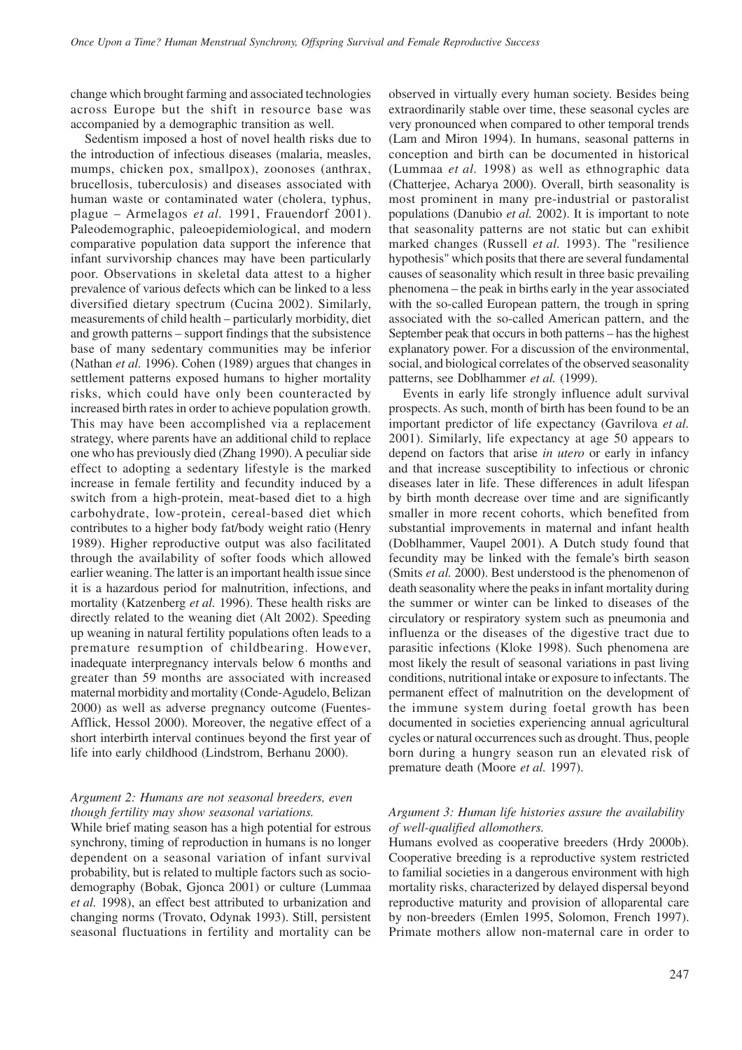change which brought farming and associated technologies across Europe but the shift in resource base was accompanied by a demographic transition as well.

Sedentism imposed a host of novel health risks due to the introduction of infectious diseases (malaria, measles, mumps, chicken pox, smallpox), zoonoses (anthrax, brucellosis, tuberculosis) and diseases associated with human waste or contaminated water (cholera, typhus, plague – Armelagos *et al.* 1991, Frauendorf 2001). Paleodemographic, paleoepidemiological, and modern comparative population data support the inference that infant survivorship chances may have been particularly poor. Observations in skeletal data attest to a higher prevalence of various defects which can be linked to a less diversified dietary spectrum (Cucina 2002). Similarly, measurements of child health – particularly morbidity, diet and growth patterns – support findings that the subsistence base of many sedentary communities may be inferior (Nathan *et al.* 1996). Cohen (1989) argues that changes in settlement patterns exposed humans to higher mortality risks, which could have only been counteracted by increased birth rates in order to achieve population growth. This may have been accomplished via a replacement strategy, where parents have an additional child to replace one who has previously died (Zhang 1990). A peculiar side effect to adopting a sedentary lifestyle is the marked increase in female fertility and fecundity induced by a switch from a high-protein, meat-based diet to a high carbohydrate, low-protein, cereal-based diet which contributes to a higher body fat/body weight ratio (Henry 1989). Higher reproductive output was also facilitated through the availability of softer foods which allowed earlier weaning. The latter is an important health issue since it is a hazardous period for malnutrition, infections, and mortality (Katzenberg *et al.* 1996). These health risks are directly related to the weaning diet (Alt 2002). Speeding up weaning in natural fertility populations often leads to a premature resumption of childbearing. However, inadequate interpregnancy intervals below 6 months and greater than 59 months are associated with increased maternal morbidity and mortality (Conde-Agudelo, Belizan 2000) as well as adverse pregnancy outcome (Fuentes-Afflick, Hessol 2000). Moreover, the negative effect of a short interbirth interval continues beyond the first year of life into early childhood (Lindstrom, Berhanu 2000).

### *Argument 2: Humans are not seasonal breeders, even though fertility may show seasonal variations.*

While brief mating season has a high potential for estrous synchrony, timing of reproduction in humans is no longer dependent on a seasonal variation of infant survival probability, but is related to multiple factors such as socio-demography (Bobak, Gjonca 2001) or culture (Lummaa *et al.* 1998), an effect best attributed to urbanization and changing norms (Trovato, Odynak 1993). Still, persistent seasonal fluctuations in fertility and mortality can be observed in virtually every human society. Besides being extraordinarily stable over time, these seasonal cycles are very pronounced when compared to other temporal trends (Lam and Miron 1994). In humans, seasonal patterns in conception and birth can be documented in historical (Lummaa *et al.* 1998) as well as ethnographic data (Chatterjee, Acharya 2000). Overall, birth seasonality is most prominent in many pre-industrial or pastoralist populations (Danubio *et al.* 2002). It is important to note that seasonality patterns are not static but can exhibit marked changes (Russell *et al.* 1993). The "resilience hypothesis" which posits that there are several fundamental causes of seasonality which result in three basic prevailing phenomena – the peak in births early in the year associated with the so-called European pattern, the trough in spring associated with the so-called American pattern, and the September peak that occurs in both patterns – has the highest explanatory power. For a discussion of the environmental, social, and biological correlates of the observed seasonality patterns, see Doblhammer *et al.* (1999).

Events in early life strongly influence adult survival prospects. As such, month of birth has been found to be an important predictor of life expectancy (Gavrilova *et al.* 2001). Similarly, life expectancy at age 50 appears to depend on factors that arise *in utero* or early in infancy and that increase susceptibility to infectious or chronic diseases later in life. These differences in adult lifespan by birth month decrease over time and are significantly smaller in more recent cohorts, which benefited from substantial improvements in maternal and infant health (Doblhammer, Vaupel 2001). A Dutch study found that fecundity may be linked with the female's birth season (Smits *et al.* 2000). Best understood is the phenomenon of death seasonality where the peaks in infant mortality during the summer or winter can be linked to diseases of the circulatory or respiratory system such as pneumonia and influenza or the diseases of the digestive tract due to parasitic infections (Kloke 1998). Such phenomena are most likely the result of seasonal variations in past living conditions, nutritional intake or exposure to infectants. The permanent effect of malnutrition on the development of the immune system during foetal growth has been documented in societies experiencing annual agricultural cycles or natural occurrences such as drought. Thus, people born during a hungry season run an elevated risk of premature death (Moore *et al.* 1997).

### *Argument 3: Human life histories assure the availability of well-qualified allomothers.*

Humans evolved as cooperative breeders (Hrdy 2000b). Cooperative breeding is a reproductive system restricted to familial societies in a dangerous environment with high mortality risks, characterized by delayed dispersal beyond reproductive maturity and provision of alloparental care by non-breeders (Emlen 1995, Solomon, French 1997). Primate mothers allow non-maternal care in order to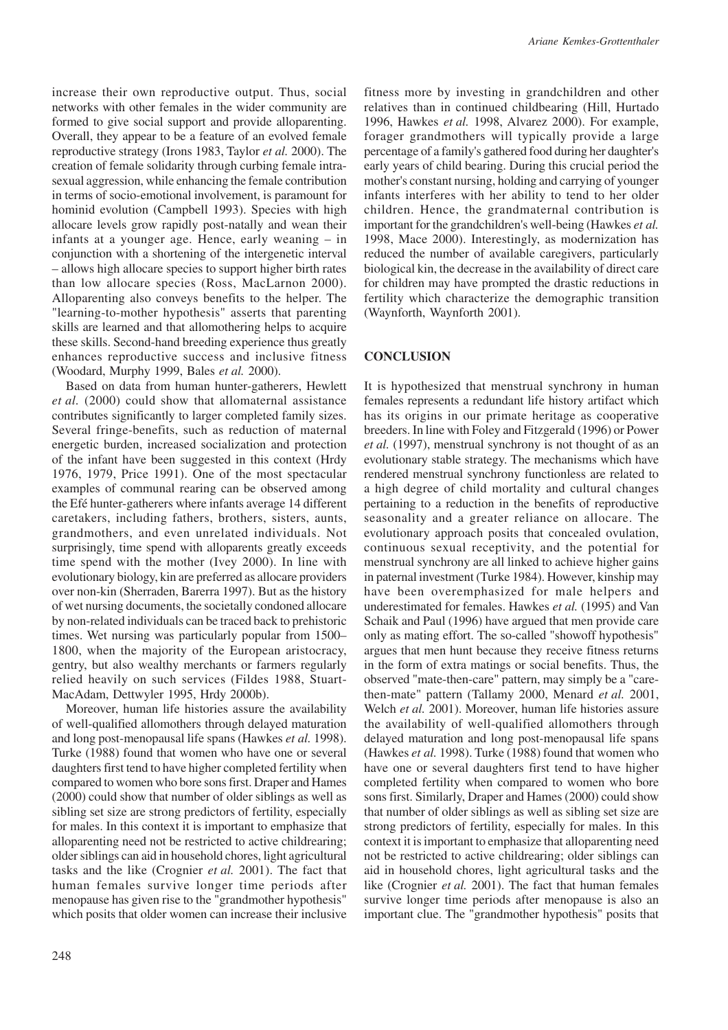increase their own reproductive output. Thus, social networks with other females in the wider community are formed to give social support and provide alloparenting. Overall, they appear to be a feature of an evolved female reproductive strategy (Irons 1983, Taylor *et al.* 2000). The creation of female solidarity through curbing female intrasexual aggression, while enhancing the female contribution in terms of socio-emotional involvement, is paramount for hominid evolution (Campbell 1993). Species with high allocare levels grow rapidly post-natally and wean their infants at a younger age. Hence, early weaning – in conjunction with a shortening of the intergenetic interval – allows high allocare species to support higher birth rates than low allocare species (Ross, MacLarnon 2000). Alloparenting also conveys benefits to the helper. The "learning-to-mother hypothesis" asserts that parenting skills are learned and that allomothering helps to acquire these skills. Second-hand breeding experience thus greatly enhances reproductive success and inclusive fitness (Woodard, Murphy 1999, Bales *et al.* 2000).

Based on data from human hunter-gatherers, Hewlett *et al.* (2000) could show that allomaternal assistance contributes significantly to larger completed family sizes. Several fringe-benefits, such as reduction of maternal energetic burden, increased socialization and protection of the infant have been suggested in this context (Hrdy 1976, 1979, Price 1991). One of the most spectacular examples of communal rearing can be observed among the Efé hunter-gatherers where infants average 14 different caretakers, including fathers, brothers, sisters, aunts, grandmothers, and even unrelated individuals. Not surprisingly, time spend with alloparents greatly exceeds time spend with the mother (Ivey 2000). In line with evolutionary biology, kin are preferred as allocare providers over non-kin (Sherraden, Barerra 1997). But as the history of wet nursing documents, the societally condoned allocare by non-related individuals can be traced back to prehistoric times. Wet nursing was particularly popular from 1500–1800, when the majority of the European aristocracy, gentry, but also wealthy merchants or farmers regularly relied heavily on such services (Fildes 1988, Stuart-MacAdam, Dettwyler 1995, Hrdy 2000b).

Moreover, human life histories assure the availability of well-qualified allomothers through delayed maturation and long post-menopausal life spans (Hawkes *et al.* 1998). Turke (1988) found that women who have one or several daughters first tend to have higher completed fertility when compared to women who bore sons first. Draper and Hames (2000) could show that number of older siblings as well as sibling set size are strong predictors of fertility, especially for males. In this context it is important to emphasize that alloparenting need not be restricted to active childrearing; older siblings can aid in household chores, light agricultural tasks and the like (Crognier *et al.* 2001). The fact that human females survive longer time periods after menopause has given rise to the "grandmother hypothesis" which posits that older women can increase their inclusive fitness more by investing in grandchildren and other relatives than in continued childbearing (Hill, Hurtado 1996, Hawkes *et al.* 1998, Alvarez 2000). For example, forager grandmothers will typically provide a large percentage of a family's gathered food during her daughter's early years of child bearing. During this crucial period the mother's constant nursing, holding and carrying of younger infants interferes with her ability to tend to her older children. Hence, the grandmaternal contribution is important for the grandchildren's well-being (Hawkes *et al.* 1998, Mace 2000). Interestingly, as modernization has reduced the number of available caregivers, particularly biological kin, the decrease in the availability of direct care for children may have prompted the drastic reductions in fertility which characterize the demographic transition (Waynforth, Waynforth 2001).

## CONCLUSION

It is hypothesized that menstrual synchrony in human females represents a redundant life history artifact which has its origins in our primate heritage as cooperative breeders. In line with Foley and Fitzgerald (1996) or Power *et al.* (1997), menstrual synchrony is not thought of as an evolutionary stable strategy. The mechanisms which have rendered menstrual synchrony functionless are related to a high degree of child mortality and cultural changes pertaining to a reduction in the benefits of reproductive seasonality and a greater reliance on allocare. The evolutionary approach posits that concealed ovulation, continuous sexual receptivity, and the potential for menstrual synchrony are all linked to achieve higher gains in paternal investment (Turke 1984). However, kinship may have been overemphasized for male helpers and underestimated for females. Hawkes *et al.* (1995) and Van Schaik and Paul (1996) have argued that men provide care only as mating effort. The so-called "showoff hypothesis" argues that men hunt because they receive fitness returns in the form of extra matings or social benefits. Thus, the observed "mate-then-care" pattern, may simply be a "care-then-mate" pattern (Tallamy 2000, Menard *et al.* 2001, Welch *et al.* 2001). Moreover, human life histories assure the availability of well-qualified allomothers through delayed maturation and long post-menopausal life spans (Hawkes *et al.* 1998). Turke (1988) found that women who have one or several daughters first tend to have higher completed fertility when compared to women who bore sons first. Similarly, Draper and Hames (2000) could show that number of older siblings as well as sibling set size are strong predictors of fertility, especially for males. In this context it is important to emphasize that alloparenting need not be restricted to active childrearing; older siblings can aid in household chores, light agricultural tasks and the like (Crognier *et al.* 2001). The fact that human females survive longer time periods after menopause is also an important clue. The "grandmother hypothesis" posits that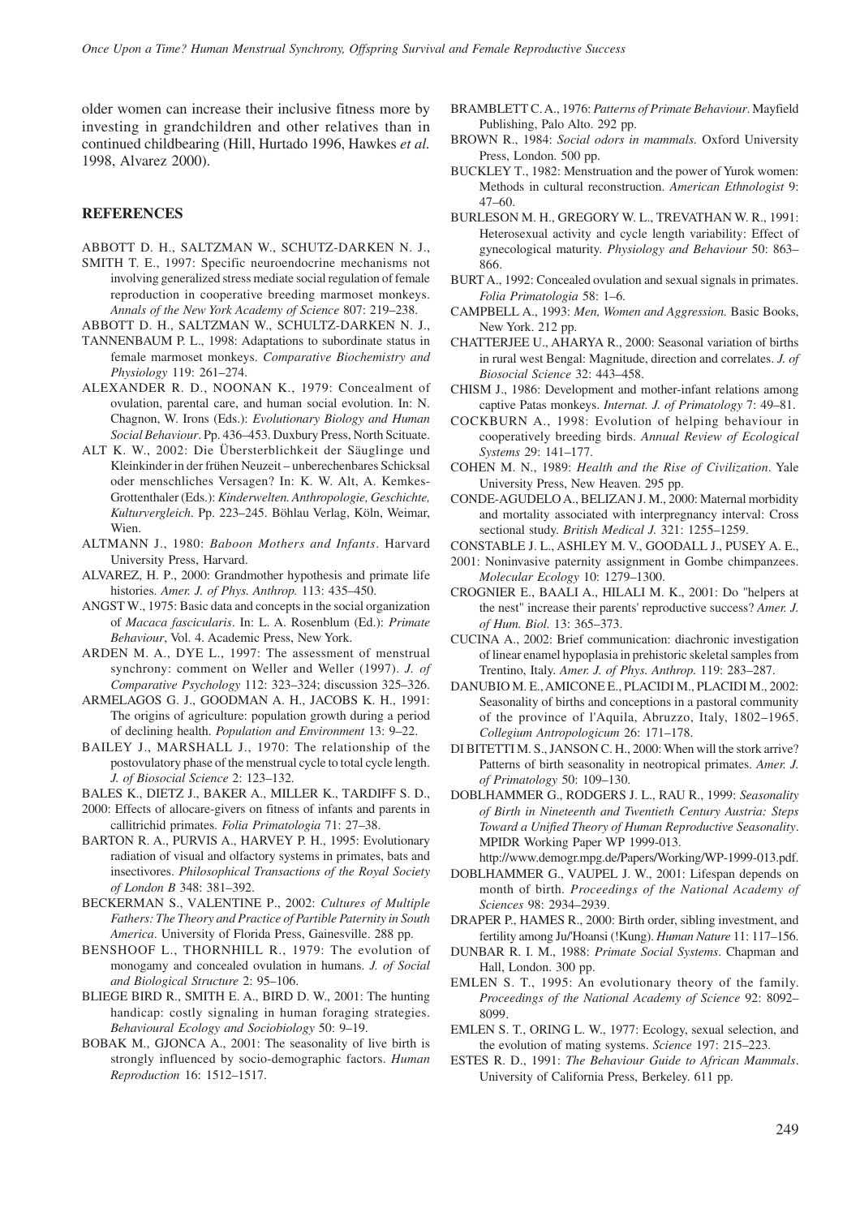older women can increase their inclusive fitness more by investing in grandchildren and other relatives than in continued childbearing (Hill, Hurtado 1996, Hawkes *et al.* 1998, Alvarez 2000).

## REFERENCES

ABBOTT D. H., SALTZMAN W., SCHUTZ-DARKEN N. J., SMITH T. E., 1997: Specific neuroendocrine mechanisms not involving generalized stress mediate social regulation of female reproduction in cooperative breeding marmoset monkeys. *Annals of the New York Academy of Science* 807: 219–238.

ABBOTT D. H., SALTZMAN W., SCHULTZ-DARKEN N. J., TANNENBAUM P. L., 1998: Adaptations to subordinate status in female marmoset monkeys. *Comparative Biochemistry and Physiology* 119: 261–274.

ALEXANDER R. D., NOONAN K., 1979: Concealment of ovulation, parental care, and human social evolution. In: N. Chagnon, W. Irons (Eds.): *Evolutionary Biology and Human Social Behaviour*. Pp. 436–453. Duxbury Press, North Scituate.

ALT K. W., 2002: Die Übersterblichkeit der Säuglinge und Kleinkinder in der frühen Neuzeit – unberechenbares Schicksal oder menschliches Versagen? In: K. W. Alt, A. Kemkes-Grottenthaler (Eds.): *Kinderwelten. Anthropologie, Geschichte, Kulturvergleich*. Pp. 223–245. Böhlau Verlag, Köln, Weimar, Wien.

ALTMANN J., 1980: *Baboon Mothers and Infants*. Harvard University Press, Harvard.

ALVAREZ, H. P., 2000: Grandmother hypothesis and primate life histories. *Amer. J. of Phys. Anthrop.* 113: 435–450.

ANGST W., 1975: Basic data and concepts in the social organization of *Macaca fascicularis*. In: L. A. Rosenblum (Ed.): *Primate Behaviour*, Vol. 4. Academic Press, New York.

ARDEN M. A., DYE L., 1997: The assessment of menstrual synchrony: comment on Weller and Weller (1997). *J. of Comparative Psychology* 112: 323–324; discussion 325–326.

ARMELAGOS G. J., GOODMAN A. H., JACOBS K. H., 1991: The origins of agriculture: population growth during a period of declining health. *Population and Environment* 13: 9–22.

BAILEY J., MARSHALL J., 1970: The relationship of the postovulatory phase of the menstrual cycle to total cycle length. *J. of Biosocial Science* 2: 123–132.

BALES K., DIETZ J., BAKER A., MILLER K., TARDIFF S. D., 2000: Effects of allocare-givers on fitness of infants and parents in callitrichid primates. *Folia Primatologia* 71: 27–38.

BARTON R. A., PURVIS A., HARVEY P. H., 1995: Evolutionary radiation of visual and olfactory systems in primates, bats and insectivores. *Philosophical Transactions of the Royal Society of London B* 348: 381–392.

BECKERMAN S., VALENTINE P., 2002: *Cultures of Multiple Fathers: The Theory and Practice of Partible Paternity in South America*. University of Florida Press, Gainesville. 288 pp.

BENSHOOF L., THORNHILL R., 1979: The evolution of monogamy and concealed ovulation in humans. *J. of Social and Biological Structure* 2: 95–106.

BLIEGE BIRD R., SMITH E. A., BIRD D. W., 2001: The hunting handicap: costly signaling in human foraging strategies. *Behavioural Ecology and Sociobiology* 50: 9–19.

BOBAK M., GJONCA A., 2001: The seasonality of live birth is strongly influenced by socio-demographic factors. *Human Reproduction* 16: 1512–1517.

BRAMBLETT C. A., 1976: *Patterns of Primate Behaviour*. Mayfield Publishing, Palo Alto. 292 pp.

BROWN R., 1984: *Social odors in mammals.* Oxford University Press, London. 500 pp.

BUCKLEY T., 1982: Menstruation and the power of Yurok women: Methods in cultural reconstruction. *American Ethnologist* 9: 47–60.

BURLESON M. H., GREGORY W. L., TREVATHAN W. R., 1991: Heterosexual activity and cycle length variability: Effect of gynecological maturity. *Physiology and Behaviour* 50: 863–866.

BURT A., 1992: Concealed ovulation and sexual signals in primates. *Folia Primatologia* 58: 1–6.

CAMPBELL A., 1993: *Men, Women and Aggression.* Basic Books, New York. 212 pp.

CHATTERJEE U., AHARYA R., 2000: Seasonal variation of births in rural west Bengal: Magnitude, direction and correlates. *J. of Biosocial Science* 32: 443–458.

CHISM J., 1986: Development and mother-infant relations among captive Patas monkeys. *Internat. J. of Primatology* 7: 49–81.

COCKBURN A., 1998: Evolution of helping behaviour in cooperatively breeding birds. *Annual Review of Ecological Systems* 29: 141–177.

COHEN M. N., 1989: *Health and the Rise of Civilization*. Yale University Press, New Heaven. 295 pp.

CONDE-AGUDELO A., BELIZAN J. M., 2000: Maternal morbidity and mortality associated with interpregnancy interval: Cross sectional study. *British Medical J.* 321: 1255–1259.

CONSTABLE J. L., ASHLEY M. V., GOODALL J., PUSEY A. E., 2001: Noninvasive paternity assignment in Gombe chimpanzees. *Molecular Ecology* 10: 1279–1300.

CROGNIER E., BAALI A., HILALI M. K., 2001: Do "helpers at the nest" increase their parents' reproductive success? *Amer. J. of Hum. Biol.* 13: 365–373.

CUCINA A., 2002: Brief communication: diachronic investigation of linear enamel hypoplasia in prehistoric skeletal samples from Trentino, Italy. *Amer. J. of Phys. Anthrop.* 119: 283–287.

DANUBIO M. E., AMICONE E., PLACIDI M., PLACIDI M., 2002: Seasonality of births and conceptions in a pastoral community of the province of l'Aquila, Abruzzo, Italy, 1802–1965. *Collegium Antropologicum* 26: 171–178.

DI BITETTI M. S., JANSON C. H., 2000: When will the stork arrive? Patterns of birth seasonality in neotropical primates. *Amer. J. of Primatology* 50: 109–130.

DOBLHAMMER G., RODGERS J. L., RAU R., 1999: *Seasonality of Birth in Nineteenth and Twentieth Century Austria: Steps Toward a Unified Theory of Human Reproductive Seasonality*. MPIDR Working Paper WP 1999-013. http://www.demogr.mpg.de/Papers/Working/WP-1999-013.pdf.

DOBLHAMMER G., VAUPEL J. W., 2001: Lifespan depends on month of birth. *Proceedings of the National Academy of Sciences* 98: 2934–2939.

DRAPER P., HAMES R., 2000: Birth order, sibling investment, and fertility among Ju/'Hoansi (!Kung). *Human Nature* 11: 117–156.

DUNBAR R. I. M., 1988: *Primate Social Systems*. Chapman and Hall, London. 300 pp.

EMLEN S. T., 1995: An evolutionary theory of the family. *Proceedings of the National Academy of Science* 92: 8092–8099.

EMLEN S. T., ORING L. W., 1977: Ecology, sexual selection, and the evolution of mating systems. *Science* 197: 215–223.

ESTES R. D., 1991: *The Behaviour Guide to African Mammals*. University of California Press, Berkeley. 611 pp.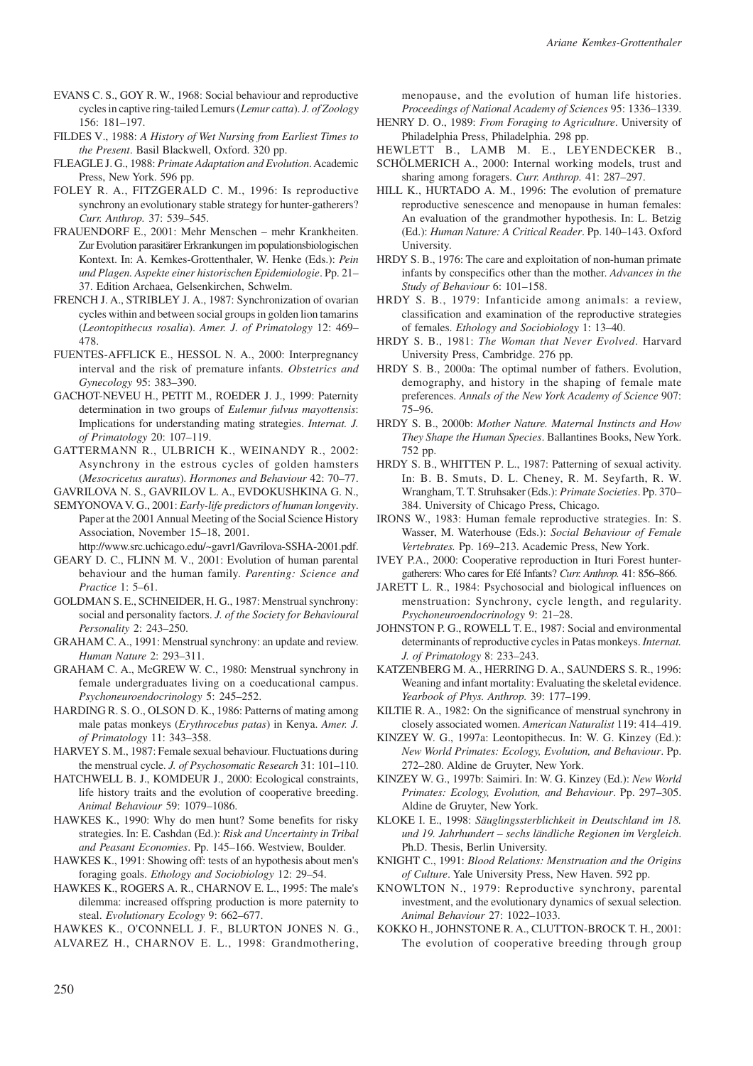EVANS C. S., GOY R. W., 1968: Social behaviour and reproductive cycles in captive ring-tailed Lemurs (*Lemur catta*). *J. of Zoology* 156: 181–197.

FILDES V., 1988: *A History of Wet Nursing from Earliest Times to the Present*. Basil Blackwell, Oxford. 320 pp.

FLEAGLE J. G., 1988: *Primate Adaptation and Evolution*. Academic Press, New York. 596 pp.

FOLEY R. A., FITZGERALD C. M., 1996: Is reproductive synchrony an evolutionary stable strategy for hunter-gatherers? *Curr. Anthrop.* 37: 539–545.

FRAUENDORF E., 2001: Mehr Menschen – mehr Krankheiten. Zur Evolution parasitärer Erkrankungen im populationsbiologischen Kontext. In: A. Kemkes-Grottenthaler, W. Henke (Eds.): *Pein und Plagen. Aspekte einer historischen Epidemiologie*. Pp. 21–37. Edition Archaea, Gelsenkirchen, Schwelm.

FRENCH J. A., STRIBLEY J. A., 1987: Synchronization of ovarian cycles within and between social groups in golden lion tamarins (*Leontopithecus rosalia*). *Amer. J. of Primatology* 12: 469–478.

FUENTES-AFFLICK E., HESSOL N. A., 2000: Interpregnancy interval and the risk of premature infants. *Obstetrics and Gynecology* 95: 383–390.

GACHOT-NEVEU H., PETIT M., ROEDER J. J., 1999: Paternity determination in two groups of *Eulemur fulvus mayottensis*: Implications for understanding mating strategies. *Internat. J. of Primatology* 20: 107–119.

GATTERMANN R., ULBRICH K., WEINANDY R., 2002: Asynchrony in the estrous cycles of golden hamsters (*Mesocricetus auratus*). *Hormones and Behaviour* 42: 70–77.

GAVRILOVA N. S., GAVRILOV L. A., EVDOKUSHKINA G. N., SEMYONOVA V. G., 2001: *Early-life predictors of human longevity*. Paper at the 2001 Annual Meeting of the Social Science History Association, November 15–18, 2001. http://www.src.uchicago.edu/~gavr1/Gavrilova-SSHA-2001.pdf.

GEARY D. C., FLINN M. V., 2001: Evolution of human parental behaviour and the human family. *Parenting: Science and Practice* 1: 5–61.

GOLDMAN S. E., SCHNEIDER, H. G., 1987: Menstrual synchrony: social and personality factors. *J. of the Society for Behavioural Personality* 2: 243–250.

GRAHAM C. A., 1991: Menstrual synchrony: an update and review. *Human Nature* 2: 293–311.

GRAHAM C. A., McGREW W. C., 1980: Menstrual synchrony in female undergraduates living on a coeducational campus. *Psychoneuroendocrinology* 5: 245–252.

HARDING R. S. O., OLSON D. K., 1986: Patterns of mating among male patas monkeys (*Erythrocebus patas*) in Kenya. *Amer. J. of Primatology* 11: 343–358.

HARVEY S. M., 1987: Female sexual behaviour. Fluctuations during the menstrual cycle. *J. of Psychosomatic Research* 31: 101–110.

HATCHWELL B. J., KOMDEUR J., 2000: Ecological constraints, life history traits and the evolution of cooperative breeding. *Animal Behaviour* 59: 1079–1086.

HAWKES K., 1990: Why do men hunt? Some benefits for risky strategies. In: E. Cashdan (Ed.): *Risk and Uncertainty in Tribal and Peasant Economies*. Pp. 145–166. Westview, Boulder.

HAWKES K., 1991: Showing off: tests of an hypothesis about men's foraging goals. *Ethology and Sociobiology* 12: 29–54.

HAWKES K., ROGERS A. R., CHARNOV E. L., 1995: The male's dilemma: increased offspring production is more paternity to steal. *Evolutionary Ecology* 9: 662–677.

HAWKES K., O'CONNELL J. F., BLURTON JONES N. G., ALVAREZ H., CHARNOV E. L., 1998: Grandmothering, menopause, and the evolution of human life histories. *Proceedings of National Academy of Sciences* 95: 1336–1339.

HENRY D. O., 1989: *From Foraging to Agriculture*. University of Philadelphia Press, Philadelphia. 298 pp.

HEWLETT B., LAMB M. E., LEYENDECKER B., SCHÖLMERICH A., 2000: Internal working models, trust and sharing among foragers. *Curr. Anthrop.* 41: 287–297.

HILL K., HURTADO A. M., 1996: The evolution of premature reproductive senescence and menopause in human females: An evaluation of the grandmother hypothesis. In: L. Betzig (Ed.): *Human Nature: A Critical Reader*. Pp. 140–143. Oxford University.

HRDY S. B., 1976: The care and exploitation of non-human primate infants by conspecifics other than the mother. *Advances in the Study of Behaviour* 6: 101–158.

HRDY S. B., 1979: Infanticide among animals: a review, classification and examination of the reproductive strategies of females. *Ethology and Sociobiology* 1: 13–40.

HRDY S. B., 1981: *The Woman that Never Evolved*. Harvard University Press, Cambridge. 276 pp.

HRDY S. B., 2000a: The optimal number of fathers. Evolution, demography, and history in the shaping of female mate preferences. *Annals of the New York Academy of Science* 907: 75–96.

HRDY S. B., 2000b: *Mother Nature. Maternal Instincts and How They Shape the Human Species*. Ballantines Books, New York. 752 pp.

HRDY S. B., WHITTEN P. L., 1987: Patterning of sexual activity. In: B. B. Smuts, D. L. Cheney, R. M. Seyfarth, R. W. Wrangham, T. T. Struhsaker (Eds.): *Primate Societies*. Pp. 370–384. University of Chicago Press, Chicago.

IRONS W., 1983: Human female reproductive strategies. In: S. Wasser, M. Waterhouse (Eds.): *Social Behaviour of Female Vertebrates.* Pp. 169–213. Academic Press, New York.

IVEY P.A., 2000: Cooperative reproduction in Ituri Forest hunter-gatherers: Who cares for Efé Infants? *Curr. Anthrop.* 41: 856–866.

JARETT L. R., 1984: Psychosocial and biological influences on menstruation: Synchrony, cycle length, and regularity. *Psychoneuroendocrinology* 9: 21–28.

JOHNSTON P. G., ROWELL T. E., 1987: Social and environmental determinants of reproductive cycles in Patas monkeys. *Internat. J. of Primatology* 8: 233–243.

KATZENBERG M. A., HERRING D. A., SAUNDERS S. R., 1996: Weaning and infant mortality: Evaluating the skeletal evidence. *Yearbook of Phys. Anthrop.* 39: 177–199.

KILTIE R. A., 1982: On the significance of menstrual synchrony in closely associated women. *American Naturalist* 119: 414–419.

KINZEY W. G., 1997a: Leontopithecus. In: W. G. Kinzey (Ed.): *New World Primates: Ecology, Evolution, and Behaviour*. Pp. 272–280. Aldine de Gruyter, New York.

KINZEY W. G., 1997b: Saimiri. In: W. G. Kinzey (Ed.): *New World Primates: Ecology, Evolution, and Behaviour*. Pp. 297–305. Aldine de Gruyter, New York.

KLOKE I. E., 1998: *Säuglingssterblichkeit in Deutschland im 18. und 19. Jahrhundert – sechs ländliche Regionen im Vergleich*. Ph.D. Thesis, Berlin University.

KNIGHT C., 1991: *Blood Relations: Menstruation and the Origins of Culture*. Yale University Press, New Haven. 592 pp.

KNOWLTON N., 1979: Reproductive synchrony, parental investment, and the evolutionary dynamics of sexual selection. *Animal Behaviour* 27: 1022–1033.

KOKKO H., JOHNSTONE R. A., CLUTTON-BROCK T. H., 2001: The evolution of cooperative breeding through group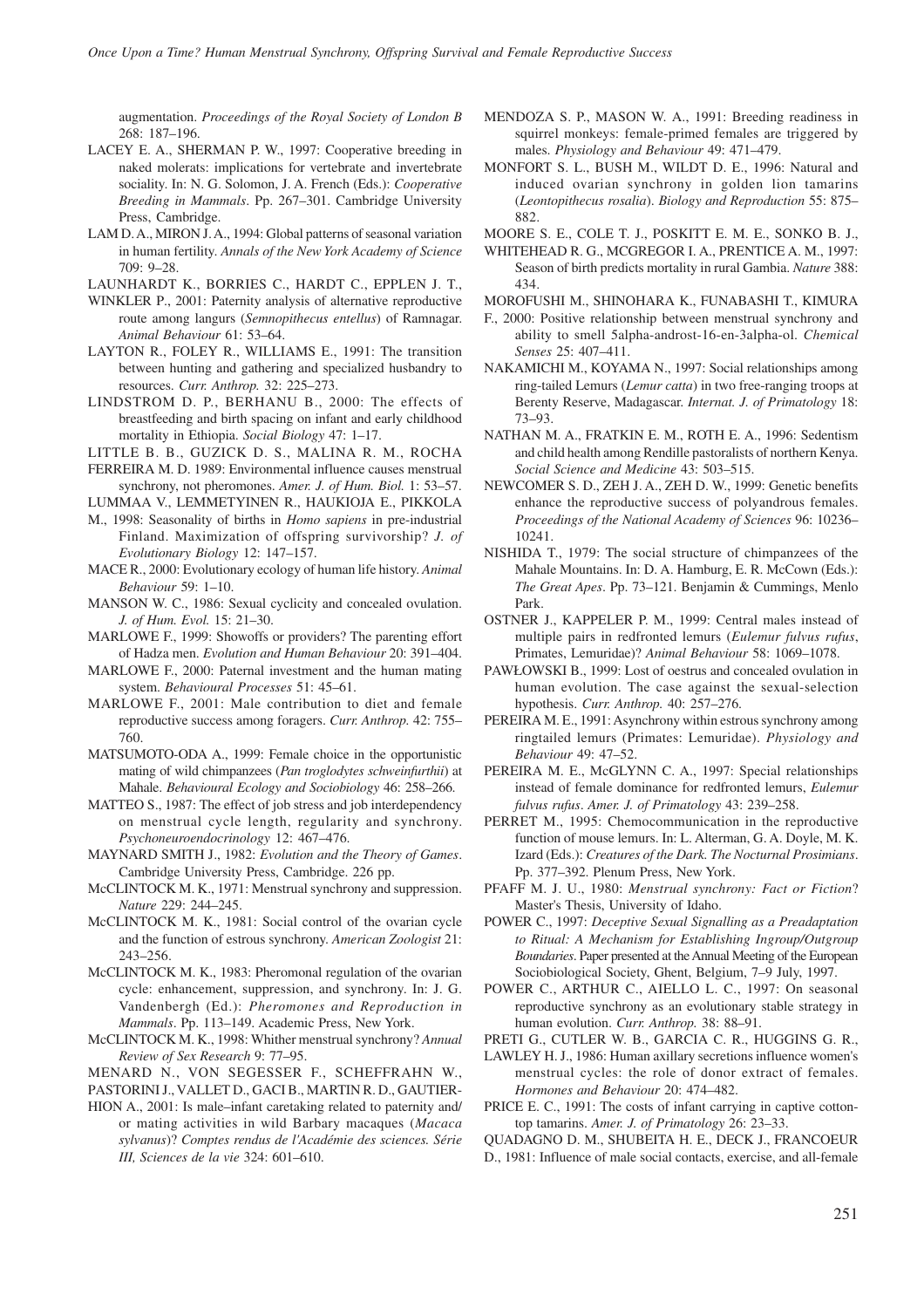augmentation. *Proceedings of the Royal Society of London B* 268: 187–196.

LACEY E. A., SHERMAN P. W., 1997: Cooperative breeding in naked molerats: implications for vertebrate and invertebrate sociality. In: N. G. Solomon, J. A. French (Eds.): *Cooperative Breeding in Mammals*. Pp. 267–301. Cambridge University Press, Cambridge.

LAM D. A., MIRON J. A., 1994: Global patterns of seasonal variation in human fertility. *Annals of the New York Academy of Science* 709: 9–28.

LAUNHARDT K., BORRIES C., HARDT C., EPPLEN J. T., WINKLER P., 2001: Paternity analysis of alternative reproductive route among langurs (*Semnopithecus entellus*) of Ramnagar. *Animal Behaviour* 61: 53–64.

LAYTON R., FOLEY R., WILLIAMS E., 1991: The transition between hunting and gathering and specialized husbandry to resources. *Curr. Anthrop.* 32: 225–273.

LINDSTROM D. P., BERHANU B., 2000: The effects of breastfeeding and birth spacing on infant and early childhood mortality in Ethiopia. *Social Biology* 47: 1–17.

LITTLE B. B., GUZICK D. S., MALINA R. M., ROCHA FERREIRA M. D. 1989: Environmental influence causes menstrual synchrony, not pheromones. *Amer. J. of Hum. Biol.* 1: 53–57.

LUMMAA V., LEMMETYINEN R., HAUKIOJA E., PIKKOLA M., 1998: Seasonality of births in *Homo sapiens* in pre-industrial Finland. Maximization of offspring survivorship? *J. of Evolutionary Biology* 12: 147–157.

MACE R., 2000: Evolutionary ecology of human life history. *Animal Behaviour* 59: 1–10.

MANSON W. C., 1986: Sexual cyclicity and concealed ovulation. *J. of Hum. Evol.* 15: 21–30.

MARLOWE F., 1999: Showoffs or providers? The parenting effort of Hadza men. *Evolution and Human Behaviour* 20: 391–404.

MARLOWE F., 2000: Paternal investment and the human mating system. *Behavioural Processes* 51: 45–61.

MARLOWE F., 2001: Male contribution to diet and female reproductive success among foragers. *Curr. Anthrop.* 42: 755–760.

MATSUMOTO-ODA A., 1999: Female choice in the opportunistic mating of wild chimpanzees (*Pan troglodytes schweinfurthii*) at Mahale. *Behavioural Ecology and Sociobiology* 46: 258–266.

MATTEO S., 1987: The effect of job stress and job interdependency on menstrual cycle length, regularity and synchrony. *Psychoneuroendocrinology* 12: 467–476.

MAYNARD SMITH J., 1982: *Evolution and the Theory of Games*. Cambridge University Press, Cambridge. 226 pp.

McCLINTOCK M. K., 1971: Menstrual synchrony and suppression. *Nature* 229: 244–245.

McCLINTOCK M. K., 1981: Social control of the ovarian cycle and the function of estrous synchrony. *American Zoologist* 21: 243–256.

McCLINTOCK M. K., 1983: Pheromonal regulation of the ovarian cycle: enhancement, suppression, and synchrony. In: J. G. Vandenbergh (Ed.): *Pheromones and Reproduction in Mammals*. Pp. 113–149. Academic Press, New York.

McCLINTOCK M. K., 1998: Whither menstrual synchrony? *Annual Review of Sex Research* 9: 77–95.

MENARD N., VON SEGESSER F., SCHEFFRAHN W., PASTORINI J., VALLET D., GACI B., MARTIN R. D., GAUTIER-HION A., 2001: Is male–infant caretaking related to paternity and/or mating activities in wild Barbary macaques (*Macaca sylvanus*)? *Comptes rendus de l'Académie des sciences. Série III, Sciences de la vie* 324: 601–610.

MENDOZA S. P., MASON W. A., 1991: Breeding readiness in squirrel monkeys: female-primed females are triggered by males. *Physiology and Behaviour* 49: 471–479.

MONFORT S. L., BUSH M., WILDT D. E., 1996: Natural and induced ovarian synchrony in golden lion tamarins (*Leontopithecus rosalia*). *Biology and Reproduction* 55: 875–882.

MOORE S. E., COLE T. J., POSKITT E. M. E., SONKO B. J., WHITEHEAD R. G., MCGREGOR I. A., PRENTICE A. M., 1997: Season of birth predicts mortality in rural Gambia. *Nature* 388: 434.

MOROFUSHI M., SHINOHARA K., FUNABASHI T., KIMURA F., 2000: Positive relationship between menstrual synchrony and ability to smell 5alpha-androst-16-en-3alpha-ol. *Chemical Senses* 25: 407–411.

NAKAMICHI M., KOYAMA N., 1997: Social relationships among ring-tailed Lemurs (*Lemur catta*) in two free-ranging troops at Berenty Reserve, Madagascar. *Internat. J. of Primatology* 18: 73–93.

NATHAN M. A., FRATKIN E. M., ROTH E. A., 1996: Sedentism and child health among Rendille pastoralists of northern Kenya. *Social Science and Medicine* 43: 503–515.

NEWCOMER S. D., ZEH J. A., ZEH D. W., 1999: Genetic benefits enhance the reproductive success of polyandrous females. *Proceedings of the National Academy of Sciences* 96: 10236–10241.

NISHIDA T., 1979: The social structure of chimpanzees of the Mahale Mountains. In: D. A. Hamburg, E. R. McCown (Eds.): *The Great Apes*. Pp. 73–121. Benjamin & Cummings, Menlo Park.

OSTNER J., KAPPELER P. M., 1999: Central males instead of multiple pairs in redfronted lemurs (*Eulemur fulvus rufus*, Primates, Lemuridae)? *Animal Behaviour* 58: 1069–1078.

PAWŁOWSKI B., 1999: Lost of oestrus and concealed ovulation in human evolution. The case against the sexual-selection hypothesis. *Curr. Anthrop.* 40: 257–276.

PEREIRA M. E., 1991: Asynchrony within estrous synchrony among ringtailed lemurs (Primates: Lemuridae). *Physiology and Behaviour* 49: 47–52.

PEREIRA M. E., McGLYNN C. A., 1997: Special relationships instead of female dominance for redfronted lemurs, *Eulemur fulvus rufus*. *Amer. J. of Primatology* 43: 239–258.

PERRET M., 1995: Chemocommunication in the reproductive function of mouse lemurs. In: L. Alterman, G. A. Doyle, M. K. Izard (Eds.): *Creatures of the Dark. The Nocturnal Prosimians*. Pp. 377–392. Plenum Press, New York.

PFAFF M. J. U., 1980: *Menstrual synchrony: Fact or Fiction*? Master's Thesis, University of Idaho.

POWER C., 1997: *Deceptive Sexual Signalling as a Preadaptation to Ritual: A Mechanism for Establishing Ingroup/Outgroup Boundaries*. Paper presented at the Annual Meeting of the European Sociobiological Society, Ghent, Belgium, 7–9 July, 1997.

POWER C., ARTHUR C., AIELLO L. C., 1997: On seasonal reproductive synchrony as an evolutionary stable strategy in human evolution. *Curr. Anthrop.* 38: 88–91.

PRETI G., CUTLER W. B., GARCIA C. R., HUGGINS G. R., LAWLEY H. J., 1986: Human axillary secretions influence women's menstrual cycles: the role of donor extract of females. *Hormones and Behaviour* 20: 474–482.

PRICE E. C., 1991: The costs of infant carrying in captive cotton-top tamarins. *Amer. J. of Primatology* 26: 23–33.

QUADAGNO D. M., SHUBEITA H. E., DECK J., FRANCOEUR D., 1981: Influence of male social contacts, exercise, and all-female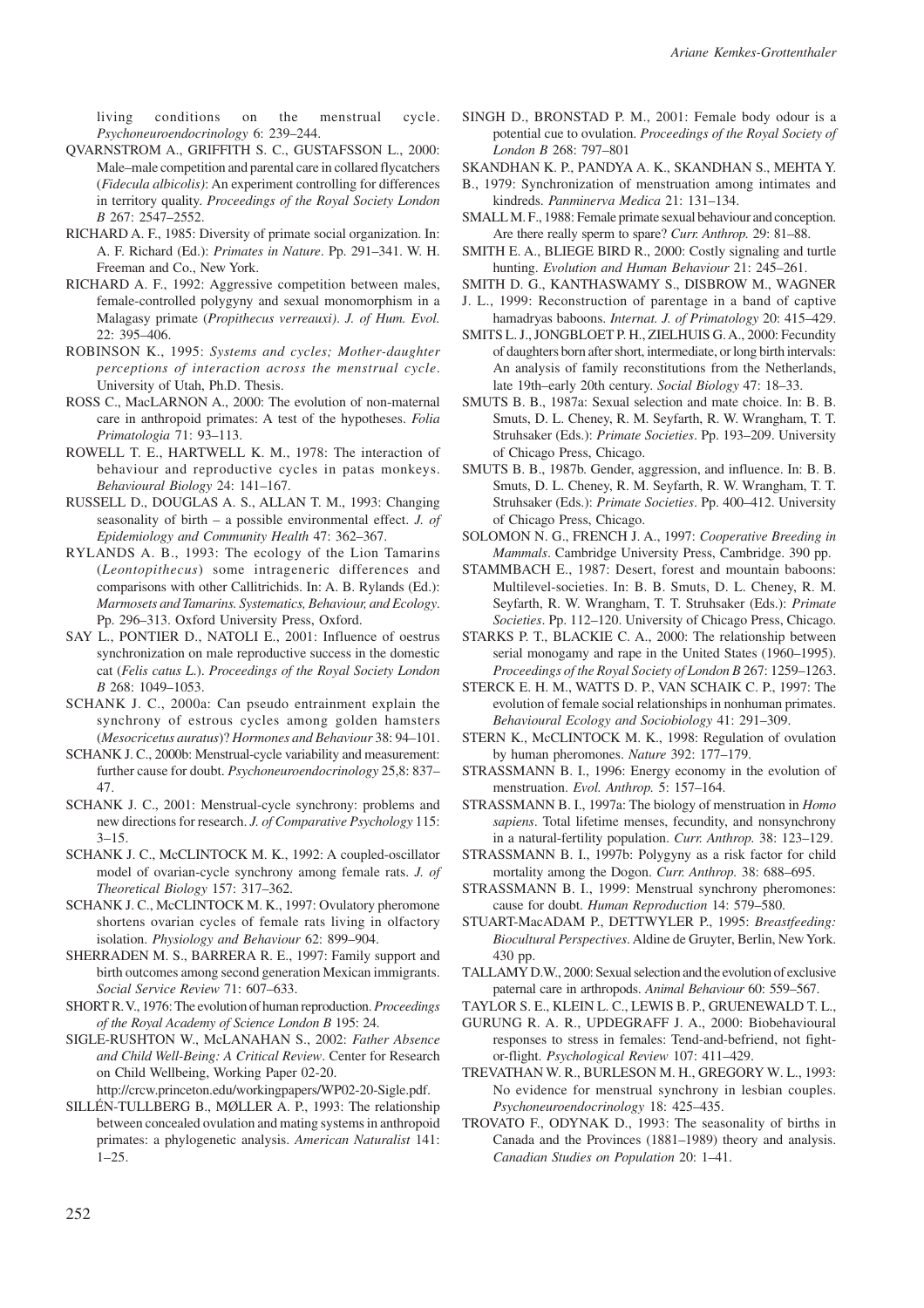living conditions on the menstrual cycle. *Psychoneuroendocrinology* 6: 239–244.

QVARNSTROM A., GRIFFITH S. C., GUSTAFSSON L., 2000: Male–male competition and parental care in collared flycatchers (*Fidecula albicolis)*: An experiment controlling for differences in territory quality. *Proceedings of the Royal Society London B* 267: 2547–2552.

RICHARD A. F., 1985: Diversity of primate social organization. In: A. F. Richard (Ed.): *Primates in Nature*. Pp. 291–341. W. H. Freeman and Co., New York.

RICHARD A. F., 1992: Aggressive competition between males, female-controlled polygyny and sexual monomorphism in a Malagasy primate (*Propithecus verreauxi). J. of Hum. Evol.* 22: 395–406.

ROBINSON K., 1995: *Systems and cycles; Mother-daughter perceptions of interaction across the menstrual cycle*. University of Utah, Ph.D. Thesis.

ROSS C., MacLARNON A., 2000: The evolution of non-maternal care in anthropoid primates: A test of the hypotheses. *Folia Primatologia* 71: 93–113.

ROWELL T. E., HARTWELL K. M., 1978: The interaction of behaviour and reproductive cycles in patas monkeys. *Behavioural Biology* 24: 141–167.

RUSSELL D., DOUGLAS A. S., ALLAN T. M., 1993: Changing seasonality of birth – a possible environmental effect. *J. of Epidemiology and Community Health* 47: 362–367.

RYLANDS A. B., 1993: The ecology of the Lion Tamarins (*Leontopithecus*) some intrageneric differences and comparisons with other Callitrichids. In: A. B. Rylands (Ed.): *Marmosets and Tamarins. Systematics, Behaviour, and Ecology*. Pp. 296–313. Oxford University Press, Oxford.

SAY L., PONTIER D., NATOLI E., 2001: Influence of oestrus synchronization on male reproductive success in the domestic cat (*Felis catus L.*). *Proceedings of the Royal Society London B* 268: 1049–1053.

SCHANK J. C., 2000a: Can pseudo entrainment explain the synchrony of estrous cycles among golden hamsters (*Mesocricetus auratus*)? *Hormones and Behaviour* 38: 94–101.

SCHANK J. C., 2000b: Menstrual-cycle variability and measurement: further cause for doubt. *Psychoneuroendocrinology* 25,8: 837–47.

SCHANK J. C., 2001: Menstrual-cycle synchrony: problems and new directions for research. *J. of Comparative Psychology* 115: 3–15.

SCHANK J. C., McCLINTOCK M. K., 1992: A coupled-oscillator model of ovarian-cycle synchrony among female rats. *J. of Theoretical Biology* 157: 317–362.

SCHANK J. C., McCLINTOCK M. K., 1997: Ovulatory pheromone shortens ovarian cycles of female rats living in olfactory isolation. *Physiology and Behaviour* 62: 899–904.

SHERRADEN M. S., BARRERA R. E., 1997: Family support and birth outcomes among second generation Mexican immigrants. *Social Service Review* 71: 607–633.

SHORT R. V., 1976: The evolution of human reproduction. *Proceedings of the Royal Academy of Science London B* 195: 24.

SIGLE-RUSHTON W., McLANAHAN S., 2002: *Father Absence and Child Well-Being: A Critical Review*. Center for Research on Child Wellbeing, Working Paper 02-20. http://crcw.princeton.edu/workingpapers/WP02-20-Sigle.pdf.

SILLÉN-TULLBERG B., MØLLER A. P., 1993: The relationship between concealed ovulation and mating systems in anthropoid primates: a phylogenetic analysis. *American Naturalist* 141: 1–25.

SINGH D., BRONSTAD P. M., 2001: Female body odour is a potential cue to ovulation. *Proceedings of the Royal Society of London B* 268: 797–801

SKANDHAN K. P., PANDYA A. K., SKANDHAN S., MEHTA Y. B., 1979: Synchronization of menstruation among intimates and kindreds. *Panminerva Medica* 21: 131–134.

SMALL M. F., 1988: Female primate sexual behaviour and conception. Are there really sperm to spare? *Curr. Anthrop.* 29: 81–88.

SMITH E. A., BLIEGE BIRD R., 2000: Costly signaling and turtle hunting. *Evolution and Human Behaviour* 21: 245–261.

SMITH D. G., KANTHASWAMY S., DISBROW M., WAGNER J. L., 1999: Reconstruction of parentage in a band of captive hamadryas baboons. *Internat. J. of Primatology* 20: 415–429.

SMITS L. J., JONGBLOET P. H., ZIELHUIS G. A., 2000: Fecundity of daughters born after short, intermediate, or long birth intervals: An analysis of family reconstitutions from the Netherlands, late 19th–early 20th century. *Social Biology* 47: 18–33.

SMUTS B. B., 1987a: Sexual selection and mate choice. In: B. B. Smuts, D. L. Cheney, R. M. Seyfarth, R. W. Wrangham, T. T. Struhsaker (Eds.): *Primate Societies*. Pp. 193–209. University of Chicago Press, Chicago.

SMUTS B. B., 1987b. Gender, aggression, and influence. In: B. B. Smuts, D. L. Cheney, R. M. Seyfarth, R. W. Wrangham, T. T. Struhsaker (Eds.): *Primate Societies*. Pp. 400–412. University of Chicago Press, Chicago.

SOLOMON N. G., FRENCH J. A., 1997: *Cooperative Breeding in Mammals*. Cambridge University Press, Cambridge. 390 pp.

STAMMBACH E., 1987: Desert, forest and mountain baboons: Multilevel-societies. In: B. B. Smuts, D. L. Cheney, R. M. Seyfarth, R. W. Wrangham, T. T. Struhsaker (Eds.): *Primate Societies*. Pp. 112–120. University of Chicago Press, Chicago.

STARKS P. T., BLACKIE C. A., 2000: The relationship between serial monogamy and rape in the United States (1960–1995). *Proceedings of the Royal Society of London B* 267: 1259–1263.

STERCK E. H. M., WATTS D. P., VAN SCHAIK C. P., 1997: The evolution of female social relationships in nonhuman primates. *Behavioural Ecology and Sociobiology* 41: 291–309.

STERN K., McCLINTOCK M. K., 1998: Regulation of ovulation by human pheromones. *Nature* 392: 177–179.

STRASSMANN B. I., 1996: Energy economy in the evolution of menstruation. *Evol. Anthrop.* 5: 157–164.

STRASSMANN B. I., 1997a: The biology of menstruation in *Homo sapiens*. Total lifetime menses, fecundity, and nonsynchrony in a natural-fertility population. *Curr. Anthrop.* 38: 123–129.

STRASSMANN B. I., 1997b: Polygyny as a risk factor for child mortality among the Dogon. *Curr. Anthrop.* 38: 688–695.

STRASSMANN B. I., 1999: Menstrual synchrony pheromones: cause for doubt. *Human Reproduction* 14: 579–580.

STUART-MacADAM P., DETTWYLER P., 1995: *Breastfeeding: Biocultural Perspectives*. Aldine de Gruyter, Berlin, New York. 430 pp.

TALLAMY D.W., 2000: Sexual selection and the evolution of exclusive paternal care in arthropods. *Animal Behaviour* 60: 559–567.

TAYLOR S. E., KLEIN L. C., LEWIS B. P., GRUENEWALD T. L., GURUNG R. A. R., UPDEGRAFF J. A., 2000: Biobehavioural responses to stress in females: Tend-and-befriend, not fight-or-flight. *Psychological Review* 107: 411–429.

TREVATHAN W. R., BURLESON M. H., GREGORY W. L., 1993: No evidence for menstrual synchrony in lesbian couples. *Psychoneuroendocrinology* 18: 425–435.

TROVATO F., ODYNAK D., 1993: The seasonality of births in Canada and the Provinces (1881–1989) theory and analysis. *Canadian Studies on Population* 20: 1–41.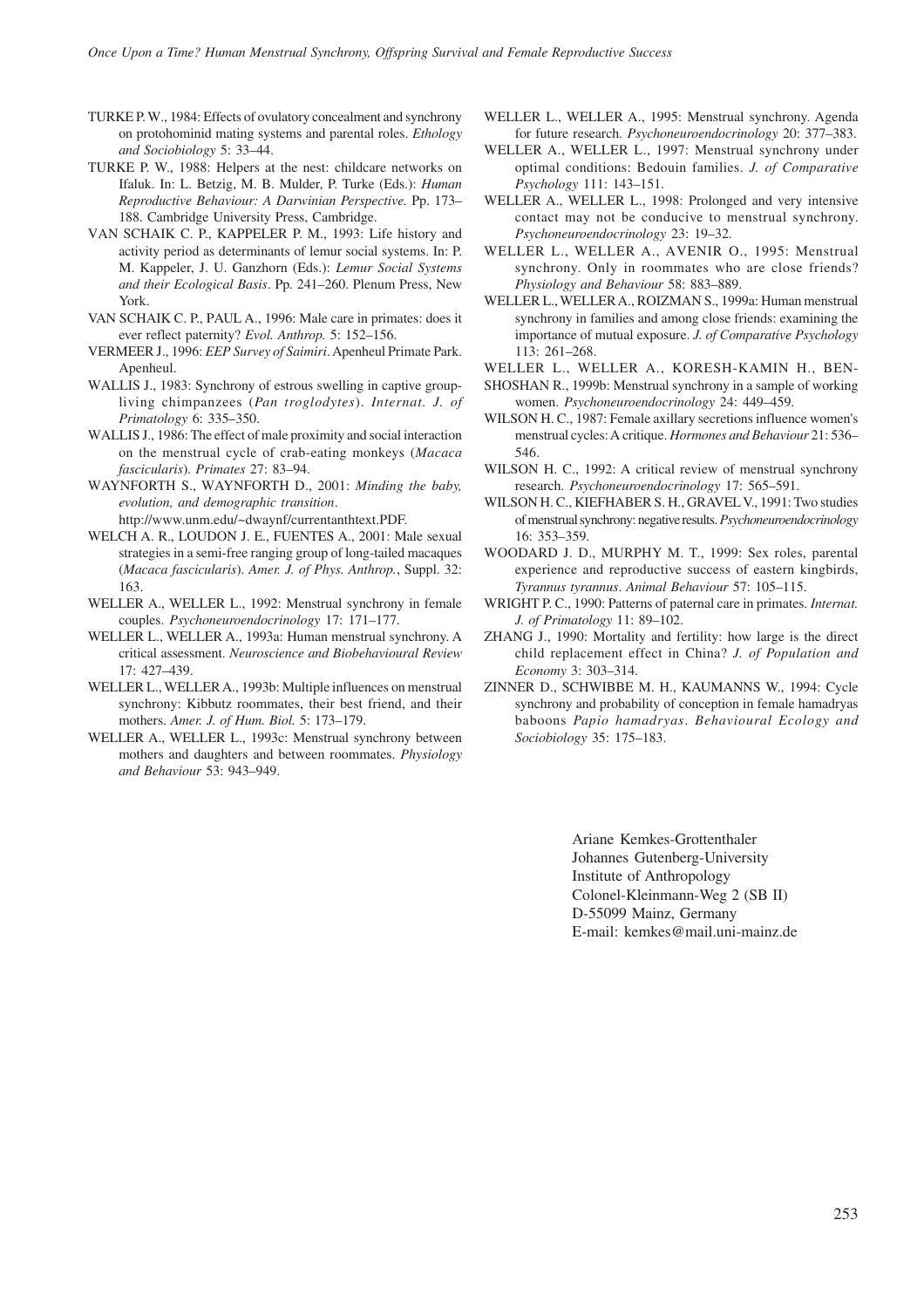TURKE P. W., 1984: Effects of ovulatory concealment and synchrony on protohominid mating systems and parental roles. *Ethology and Sociobiology* 5: 33–44.

TURKE P. W., 1988: Helpers at the nest: childcare networks on Ifaluk. In: L. Betzig, M. B. Mulder, P. Turke (Eds.): *Human Reproductive Behaviour: A Darwinian Perspective.* Pp. 173–188. Cambridge University Press, Cambridge.

VAN SCHAIK C. P., KAPPELER P. M., 1993: Life history and activity period as determinants of lemur social systems. In: P. M. Kappeler, J. U. Ganzhorn (Eds.): *Lemur Social Systems and their Ecological Basis*. Pp. 241–260. Plenum Press, New York.

VAN SCHAIK C. P., PAUL A., 1996: Male care in primates: does it ever reflect paternity? *Evol. Anthrop.* 5: 152–156.

VERMEER J., 1996: *EEP Survey of Saimiri*. Apenheul Primate Park. Apenheul.

WALLIS J., 1983: Synchrony of estrous swelling in captive group-living chimpanzees (*Pan troglodytes*). *Internat. J. of Primatology* 6: 335–350.

WALLIS J., 1986: The effect of male proximity and social interaction on the menstrual cycle of crab-eating monkeys (*Macaca fascicularis*). *Primates* 27: 83–94.

WAYNFORTH S., WAYNFORTH D., 2001: *Minding the baby, evolution, and demographic transition*. http://www.unm.edu/~dwaynf/currentanthtext.PDF.

WELCH A. R., LOUDON J. E., FUENTES A., 2001: Male sexual strategies in a semi-free ranging group of long-tailed macaques (*Macaca fascicularis*). *Amer. J. of Phys. Anthrop.*, Suppl. 32: 163.

WELLER A., WELLER L., 1992: Menstrual synchrony in female couples. *Psychoneuroendocrinology* 17: 171–177.

WELLER L., WELLER A., 1993a: Human menstrual synchrony. A critical assessment. *Neuroscience and Biobehavioural Review* 17: 427–439.

WELLER L., WELLER A., 1993b: Multiple influences on menstrual synchrony: Kibbutz roommates, their best friend, and their mothers. *Amer. J. of Hum. Biol.* 5: 173–179.

WELLER A., WELLER L., 1993c: Menstrual synchrony between mothers and daughters and between roommates. *Physiology and Behaviour* 53: 943–949.

WELLER L., WELLER A., 1995: Menstrual synchrony. Agenda for future research. *Psychoneuroendocrinology* 20: 377–383.

WELLER A., WELLER L., 1997: Menstrual synchrony under optimal conditions: Bedouin families. *J. of Comparative Psychology* 111: 143–151.

WELLER A., WELLER L., 1998: Prolonged and very intensive contact may not be conducive to menstrual synchrony. *Psychoneuroendocrinology* 23: 19–32.

WELLER L., WELLER A., AVENIR O., 1995: Menstrual synchrony. Only in roommates who are close friends? *Physiology and Behaviour* 58: 883–889.

WELLER L., WELLER A., ROIZMAN S., 1999a: Human menstrual synchrony in families and among close friends: examining the importance of mutual exposure. *J. of Comparative Psychology* 113: 261–268.

WELLER L., WELLER A., KORESH-KAMIN H., BEN-SHOSHAN R., 1999b: Menstrual synchrony in a sample of working women. *Psychoneuroendocrinology* 24: 449–459.

WILSON H. C., 1987: Female axillary secretions influence women's menstrual cycles: A critique. *Hormones and Behaviour* 21: 536–546.

WILSON H. C., 1992: A critical review of menstrual synchrony research. *Psychoneuroendocrinology* 17: 565–591.

WILSON H. C., KIEFHABER S. H., GRAVEL V., 1991: Two studies of menstrual synchrony: negative results. *Psychoneuroendocrinology* 16: 353–359.

WOODARD J. D., MURPHY M. T., 1999: Sex roles, parental experience and reproductive success of eastern kingbirds, *Tyrannus tyrannus*. *Animal Behaviour* 57: 105–115.

WRIGHT P. C., 1990: Patterns of paternal care in primates. *Internat. J. of Primatology* 11: 89–102.

ZHANG J., 1990: Mortality and fertility: how large is the direct child replacement effect in China? *J. of Population and Economy* 3: 303–314.

ZINNER D., SCHWIBBE M. H., KAUMANNS W., 1994: Cycle synchrony and probability of conception in female hamadryas baboons *Papio hamadryas*. *Behavioural Ecology and Sociobiology* 35: 175–183.

Ariane Kemkes-Grottenthaler
Johannes Gutenberg-University
Institute of Anthropology
Colonel-Kleinmann-Weg 2 (SB II)
D-55099 Mainz, Germany
E-mail: kemkes@mail.uni-mainz.de